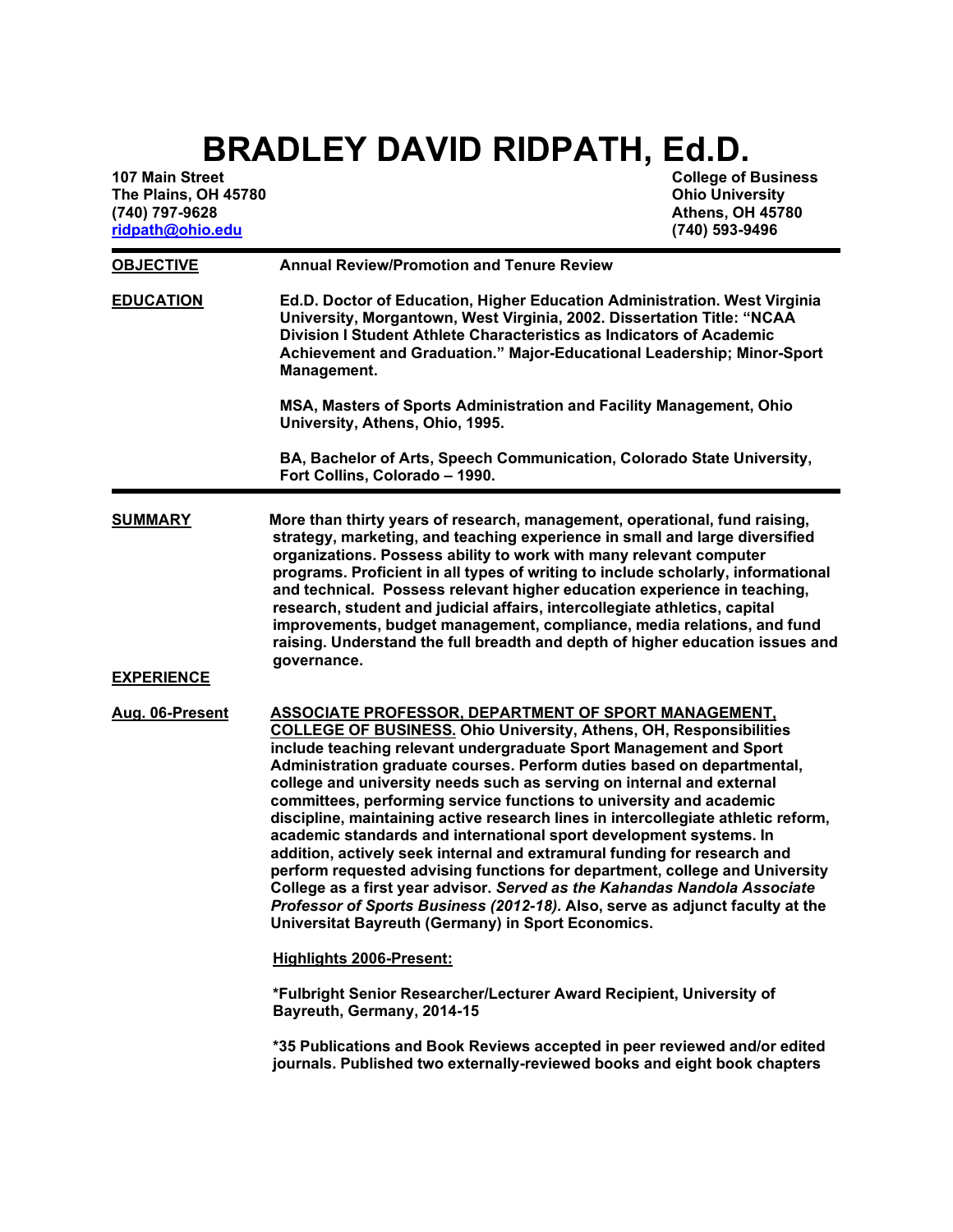# BRADLEY DAVID RIDPATH, Ed.D.

**107 Main Street**
**The Plains, OH 45780**
**(740) 797-9628**
**[ridpath@ohio.edu](mailto:ridpath@ohio.edu)**

**College of Business**
**Ohio University**
**Athens, OH 45780**
**(740) 593-9496**

---

**OBJECTIVE**

**Annual Review/Promotion and Tenure Review**

**EDUCATION**

**Ed.D. Doctor of Education, Higher Education Administration. West Virginia University, Morgantown, West Virginia, 2002. Dissertation Title: "NCAA Division I Student Athlete Characteristics as Indicators of Academic Achievement and Graduation." Major-Educational Leadership; Minor-Sport Management.**

**MSA, Masters of Sports Administration and Facility Management, Ohio University, Athens, Ohio, 1995.**

**BA, Bachelor of Arts, Speech Communication, Colorado State University, Fort Collins, Colorado – 1990.**

---

**SUMMARY**

**More than thirty years of research, management, operational, fund raising, strategy, marketing, and teaching experience in small and large diversified organizations. Possess ability to work with many relevant computer programs. Proficient in all types of writing to include scholarly, informational and technical. Possess relevant higher education experience in teaching, research, student and judicial affairs, intercollegiate athletics, capital improvements, budget management, compliance, media relations, and fund raising. Understand the full breadth and depth of higher education issues and governance.**

**EXPERIENCE**

**Aug. 06-Present**

**ASSOCIATE PROFESSOR, DEPARTMENT OF SPORT MANAGEMENT, COLLEGE OF BUSINESS.** **Ohio University, Athens, OH, Responsibilities include teaching relevant undergraduate Sport Management and Sport Administration graduate courses. Perform duties based on departmental, college and university needs such as serving on internal and external committees, performing service functions to university and academic discipline, maintaining active research lines in intercollegiate athletic reform, academic standards and international sport development systems. In addition, actively seek internal and extramural funding for research and perform requested advising functions for department, college and University College as a first year advisor.** ***Served as the Kahandas Nandola Associate Professor of Sports Business (2012-18).*** **Also, serve as adjunct faculty at the Universitat Bayreuth (Germany) in Sport Economics.**

**Highlights 2006-Present:**

**\*Fulbright Senior Researcher/Lecturer Award Recipient, University of Bayreuth, Germany, 2014-15**

**\*35 Publications and Book Reviews accepted in peer reviewed and/or edited journals. Published two externally-reviewed books and eight book chapters**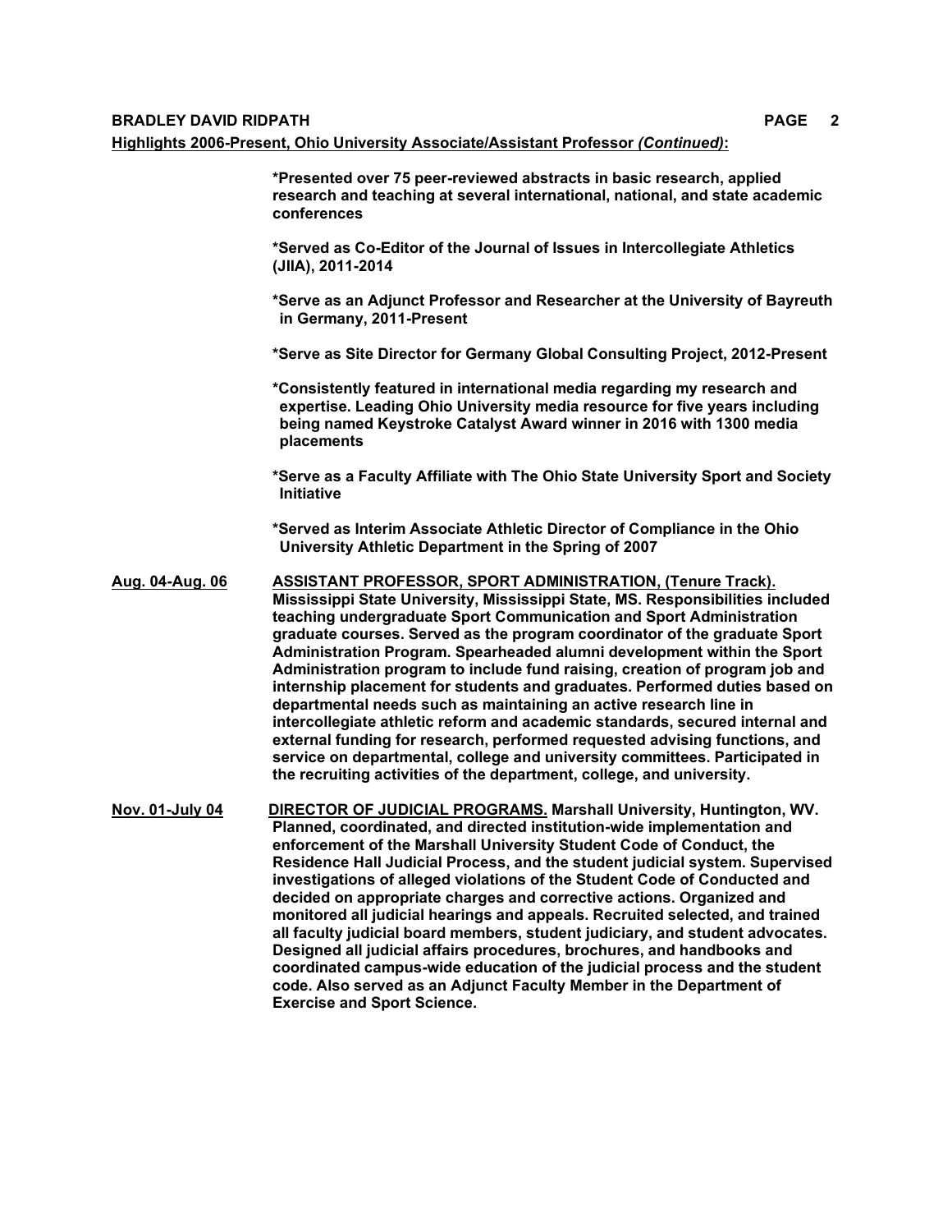**Highlights 2006-Present, Ohio University Associate/Assistant Professor *(Continued)*:**

*Presented over 75 peer-reviewed abstracts in basic research, applied research and teaching at several international, national, and state academic conferences

*Served as Co-Editor of the Journal of Issues in Intercollegiate Athletics (JIIA), 2011-2014

*Serve as an Adjunct Professor and Researcher at the University of Bayreuth in Germany, 2011-Present

*Serve as Site Director for Germany Global Consulting Project, 2012-Present

*Consistently featured in international media regarding my research and expertise. Leading Ohio University media resource for five years including being named Keystroke Catalyst Award winner in 2016 with 1300 media placements

*Serve as a Faculty Affiliate with The Ohio State University Sport and Society Initiative

*Served as Interim Associate Athletic Director of Compliance in the Ohio University Athletic Department in the Spring of 2007

**Aug. 04-Aug. 06** — **ASSISTANT PROFESSOR, SPORT ADMINISTRATION, (Tenure Track).** Mississippi State University, Mississippi State, MS. Responsibilities included teaching undergraduate Sport Communication and Sport Administration graduate courses. Served as the program coordinator of the graduate Sport Administration Program. Spearheaded alumni development within the Sport Administration program to include fund raising, creation of program job and internship placement for students and graduates. Performed duties based on departmental needs such as maintaining an active research line in intercollegiate athletic reform and academic standards, secured internal and external funding for research, performed requested advising functions, and service on departmental, college and university committees. Participated in the recruiting activities of the department, college, and university.

**Nov. 01-July 04** — **DIRECTOR OF JUDICIAL PROGRAMS.** Marshall University, Huntington, WV. Planned, coordinated, and directed institution-wide implementation and enforcement of the Marshall University Student Code of Conduct, the Residence Hall Judicial Process, and the student judicial system. Supervised investigations of alleged violations of the Student Code of Conducted and decided on appropriate charges and corrective actions. Organized and monitored all judicial hearings and appeals. Recruited selected, and trained all faculty judicial board members, student judiciary, and student advocates. Designed all judicial affairs procedures, brochures, and handbooks and coordinated campus-wide education of the judicial process and the student code. Also served as an Adjunct Faculty Member in the Department of Exercise and Sport Science.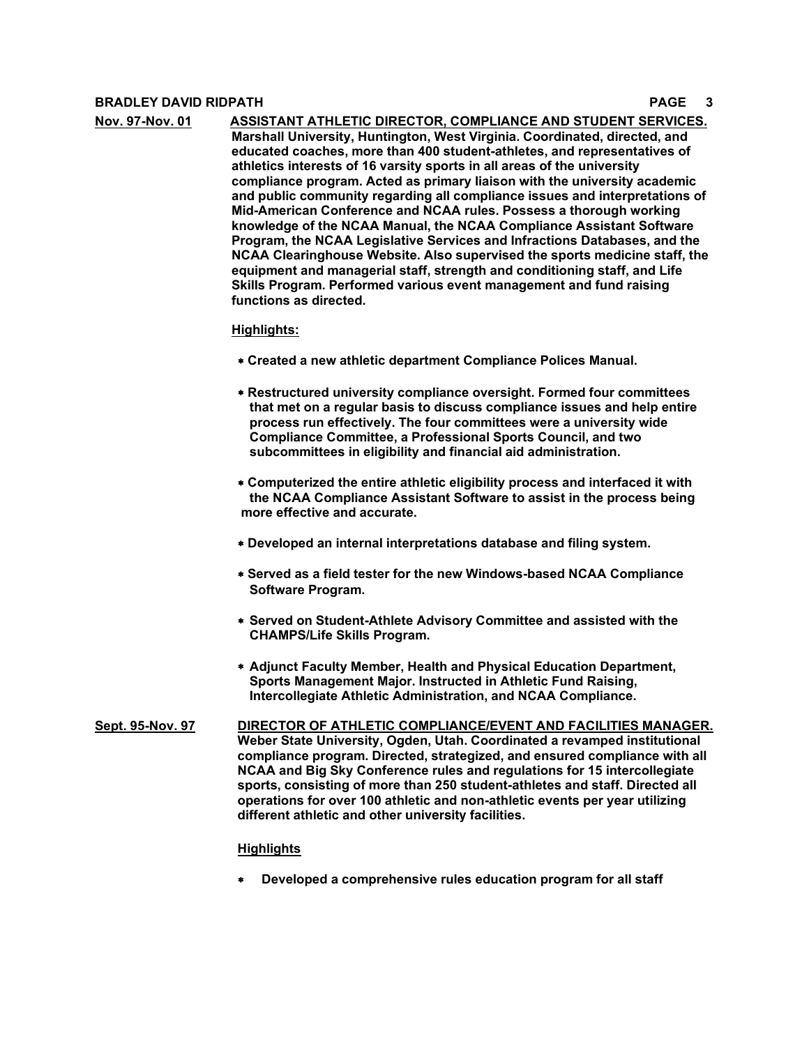**Nov. 97-Nov. 01** **ASSISTANT ATHLETIC DIRECTOR, COMPLIANCE AND STUDENT SERVICES.** Marshall University, Huntington, West Virginia. Coordinated, directed, and educated coaches, more than 400 student-athletes, and representatives of athletics interests of 16 varsity sports in all areas of the university compliance program. Acted as primary liaison with the university academic and public community regarding all compliance issues and interpretations of Mid-American Conference and NCAA rules. Possess a thorough working knowledge of the NCAA Manual, the NCAA Compliance Assistant Software Program, the NCAA Legislative Services and Infractions Databases, and the NCAA Clearinghouse Website. Also supervised the sports medicine staff, the equipment and managerial staff, strength and conditioning staff, and Life Skills Program. Performed various event management and fund raising functions as directed.

**Highlights:**

* Created a new athletic department Compliance Polices Manual.
* Restructured university compliance oversight. Formed four committees that met on a regular basis to discuss compliance issues and help entire process run effectively. The four committees were a university wide Compliance Committee, a Professional Sports Council, and two subcommittees in eligibility and financial aid administration.
* Computerized the entire athletic eligibility process and interfaced it with the NCAA Compliance Assistant Software to assist in the process being more effective and accurate.
* Developed an internal interpretations database and filing system.
* Served as a field tester for the new Windows-based NCAA Compliance Software Program.
* Served on Student-Athlete Advisory Committee and assisted with the CHAMPS/Life Skills Program.
* Adjunct Faculty Member, Health and Physical Education Department, Sports Management Major. Instructed in Athletic Fund Raising, Intercollegiate Athletic Administration, and NCAA Compliance.

**Sept. 95-Nov. 97** **DIRECTOR OF ATHLETIC COMPLIANCE/EVENT AND FACILITIES MANAGER.** Weber State University, Ogden, Utah. Coordinated a revamped institutional compliance program. Directed, strategized, and ensured compliance with all NCAA and Big Sky Conference rules and regulations for 15 intercollegiate sports, consisting of more than 250 student-athletes and staff. Directed all operations for over 100 athletic and non-athletic events per year utilizing different athletic and other university facilities.

**Highlights**

* Developed a comprehensive rules education program for all staff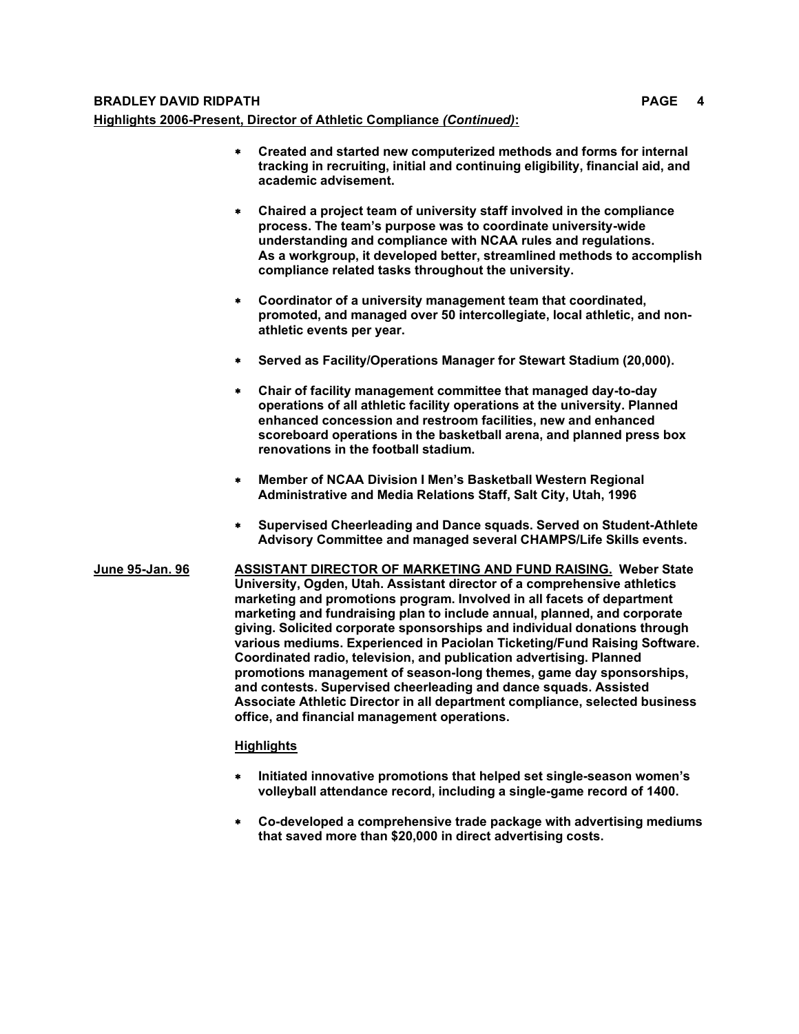**Highlights 2006-Present, Director of Athletic Compliance *(Continued)*:**

- **Created and started new computerized methods and forms for internal tracking in recruiting, initial and continuing eligibility, financial aid, and academic advisement.**

- **Chaired a project team of university staff involved in the compliance process. The team's purpose was to coordinate university-wide understanding and compliance with NCAA rules and regulations. As a workgroup, it developed better, streamlined methods to accomplish compliance related tasks throughout the university.**

- **Coordinator of a university management team that coordinated, promoted, and managed over 50 intercollegiate, local athletic, and non-athletic events per year.**

- **Served as Facility/Operations Manager for Stewart Stadium (20,000).**

- **Chair of facility management committee that managed day-to-day operations of all athletic facility operations at the university. Planned enhanced concession and restroom facilities, new and enhanced scoreboard operations in the basketball arena, and planned press box renovations in the football stadium.**

- **Member of NCAA Division I Men's Basketball Western Regional Administrative and Media Relations Staff, Salt City, Utah, 1996**

- **Supervised Cheerleading and Dance squads. Served on Student-Athlete Advisory Committee and managed several CHAMPS/Life Skills events.**

**June 95-Jan. 96** **ASSISTANT DIRECTOR OF MARKETING AND FUND RAISING. Weber State University, Ogden, Utah. Assistant director of a comprehensive athletics marketing and promotions program. Involved in all facets of department marketing and fundraising plan to include annual, planned, and corporate giving. Solicited corporate sponsorships and individual donations through various mediums. Experienced in Paciolan Ticketing/Fund Raising Software. Coordinated radio, television, and publication advertising. Planned promotions management of season-long themes, game day sponsorships, and contests. Supervised cheerleading and dance squads. Assisted Associate Athletic Director in all department compliance, selected business office, and financial management operations.**

**Highlights**

- **Initiated innovative promotions that helped set single-season women's volleyball attendance record, including a single-game record of 1400.**

- **Co-developed a comprehensive trade package with advertising mediums that saved more than $20,000 in direct advertising costs.**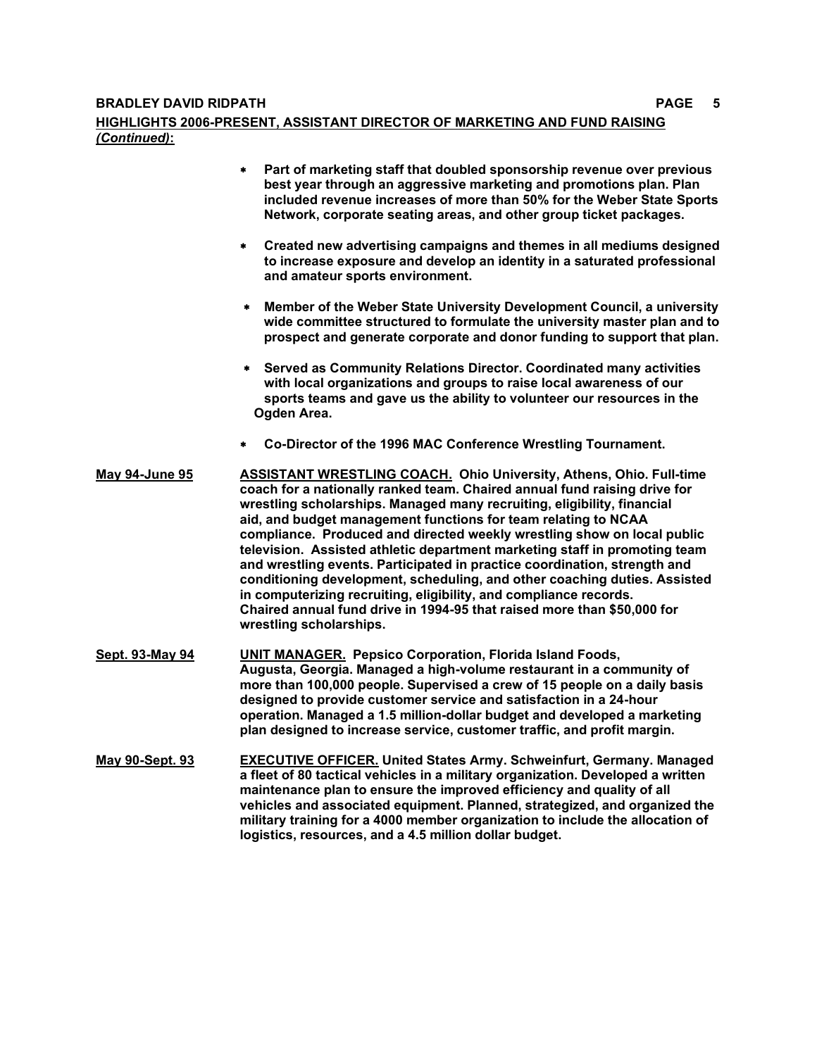**HIGHLIGHTS 2006-PRESENT, ASSISTANT DIRECTOR OF MARKETING AND FUND RAISING *(Continued)*:**

- **Part of marketing staff that doubled sponsorship revenue over previous best year through an aggressive marketing and promotions plan. Plan included revenue increases of more than 50% for the Weber State Sports Network, corporate seating areas, and other group ticket packages.**
- **Created new advertising campaigns and themes in all mediums designed to increase exposure and develop an identity in a saturated professional and amateur sports environment.**
- **Member of the Weber State University Development Council, a university wide committee structured to formulate the university master plan and to prospect and generate corporate and donor funding to support that plan.**
- **Served as Community Relations Director. Coordinated many activities with local organizations and groups to raise local awareness of our sports teams and gave us the ability to volunteer our resources in the Ogden Area.**
- **Co-Director of the 1996 MAC Conference Wrestling Tournament.**

**May 94-June 95** — **ASSISTANT WRESTLING COACH. Ohio University, Athens, Ohio. Full-time coach for a nationally ranked team. Chaired annual fund raising drive for wrestling scholarships. Managed many recruiting, eligibility, financial aid, and budget management functions for team relating to NCAA compliance. Produced and directed weekly wrestling show on local public television. Assisted athletic department marketing staff in promoting team and wrestling events. Participated in practice coordination, strength and conditioning development, scheduling, and other coaching duties. Assisted in computerizing recruiting, eligibility, and compliance records. Chaired annual fund drive in 1994-95 that raised more than $50,000 for wrestling scholarships.**

**Sept. 93-May 94** — **UNIT MANAGER. Pepsico Corporation, Florida Island Foods, Augusta, Georgia. Managed a high-volume restaurant in a community of more than 100,000 people. Supervised a crew of 15 people on a daily basis designed to provide customer service and satisfaction in a 24-hour operation. Managed a 1.5 million-dollar budget and developed a marketing plan designed to increase service, customer traffic, and profit margin.**

**May 90-Sept. 93** — **EXECUTIVE OFFICER. United States Army. Schweinfurt, Germany. Managed a fleet of 80 tactical vehicles in a military organization. Developed a written maintenance plan to ensure the improved efficiency and quality of all vehicles and associated equipment. Planned, strategized, and organized the military training for a 4000 member organization to include the allocation of logistics, resources, and a 4.5 million dollar budget.**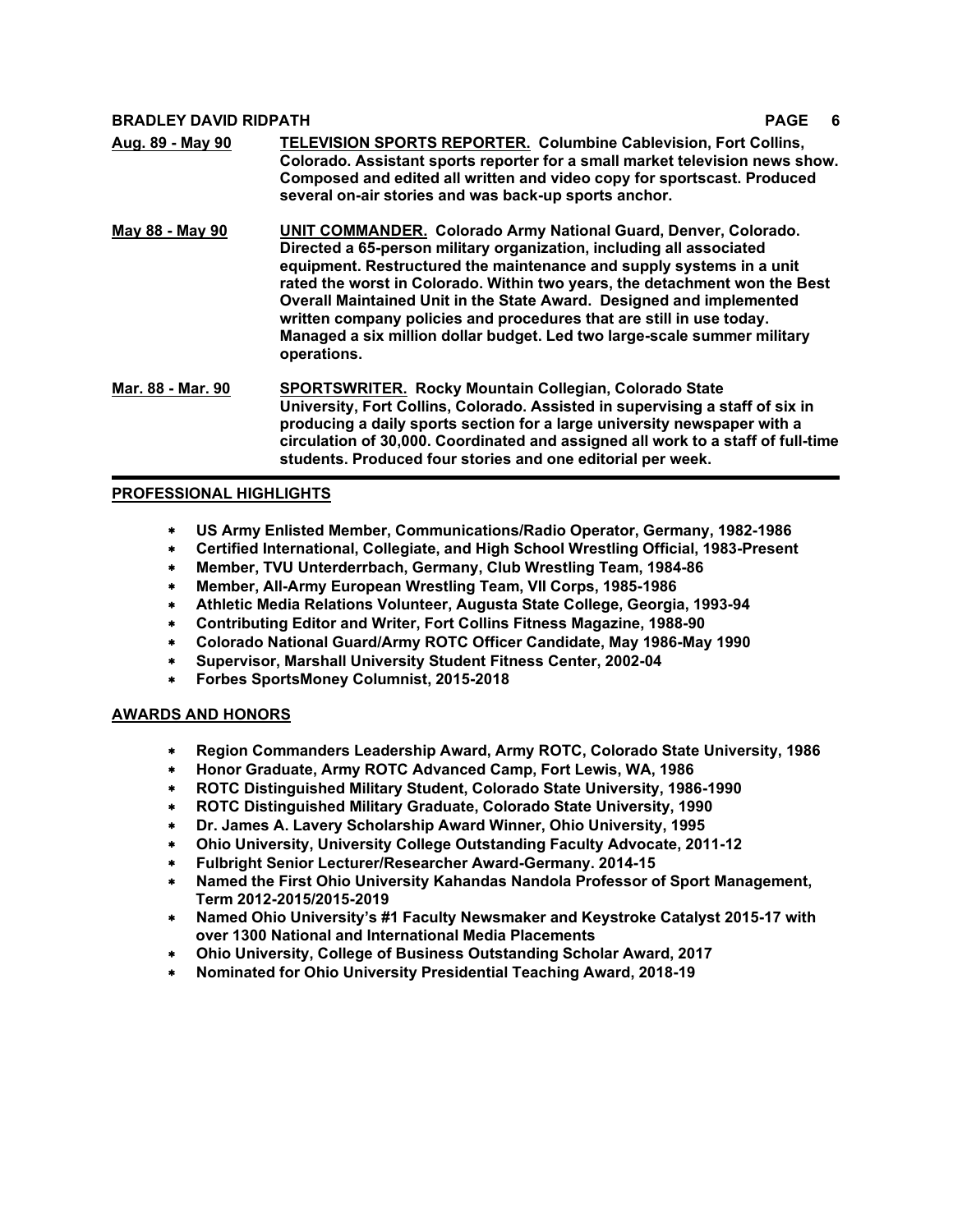**Aug. 89 - May 90** — **TELEVISION SPORTS REPORTER.** **Columbine Cablevision, Fort Collins, Colorado. Assistant sports reporter for a small market television news show. Composed and edited all written and video copy for sportscast. Produced several on-air stories and was back-up sports anchor.**

**May 88 - May 90** — **UNIT COMMANDER.** **Colorado Army National Guard, Denver, Colorado. Directed a 65-person military organization, including all associated equipment. Restructured the maintenance and supply systems in a unit rated the worst in Colorado. Within two years, the detachment won the Best Overall Maintained Unit in the State Award. Designed and implemented written company policies and procedures that are still in use today. Managed a six million dollar budget. Led two large-scale summer military operations.**

**Mar. 88 - Mar. 90** — **SPORTSWRITER.** **Rocky Mountain Collegian, Colorado State University, Fort Collins, Colorado. Assisted in supervising a staff of six in producing a daily sports section for a large university newspaper with a circulation of 30,000. Coordinated and assigned all work to a staff of full-time students. Produced four stories and one editorial per week.**

---

## PROFESSIONAL HIGHLIGHTS

- **US Army Enlisted Member, Communications/Radio Operator, Germany, 1982-1986**
- **Certified International, Collegiate, and High School Wrestling Official, 1983-Present**
- **Member, TVU Unterderrbach, Germany, Club Wrestling Team, 1984-86**
- **Member, All-Army European Wrestling Team, VII Corps, 1985-1986**
- **Athletic Media Relations Volunteer, Augusta State College, Georgia, 1993-94**
- **Contributing Editor and Writer, Fort Collins Fitness Magazine, 1988-90**
- **Colorado National Guard/Army ROTC Officer Candidate, May 1986-May 1990**
- **Supervisor, Marshall University Student Fitness Center, 2002-04**
- **Forbes SportsMoney Columnist, 2015-2018**

## AWARDS AND HONORS

- **Region Commanders Leadership Award, Army ROTC, Colorado State University, 1986**
- **Honor Graduate, Army ROTC Advanced Camp, Fort Lewis, WA, 1986**
- **ROTC Distinguished Military Student, Colorado State University, 1986-1990**
- **ROTC Distinguished Military Graduate, Colorado State University, 1990**
- **Dr. James A. Lavery Scholarship Award Winner, Ohio University, 1995**
- **Ohio University, University College Outstanding Faculty Advocate, 2011-12**
- **Fulbright Senior Lecturer/Researcher Award-Germany. 2014-15**
- **Named the First Ohio University Kahandas Nandola Professor of Sport Management, Term 2012-2015/2015-2019**
- **Named Ohio University's #1 Faculty Newsmaker and Keystroke Catalyst 2015-17 with over 1300 National and International Media Placements**
- **Ohio University, College of Business Outstanding Scholar Award, 2017**
- **Nominated for Ohio University Presidential Teaching Award, 2018-19**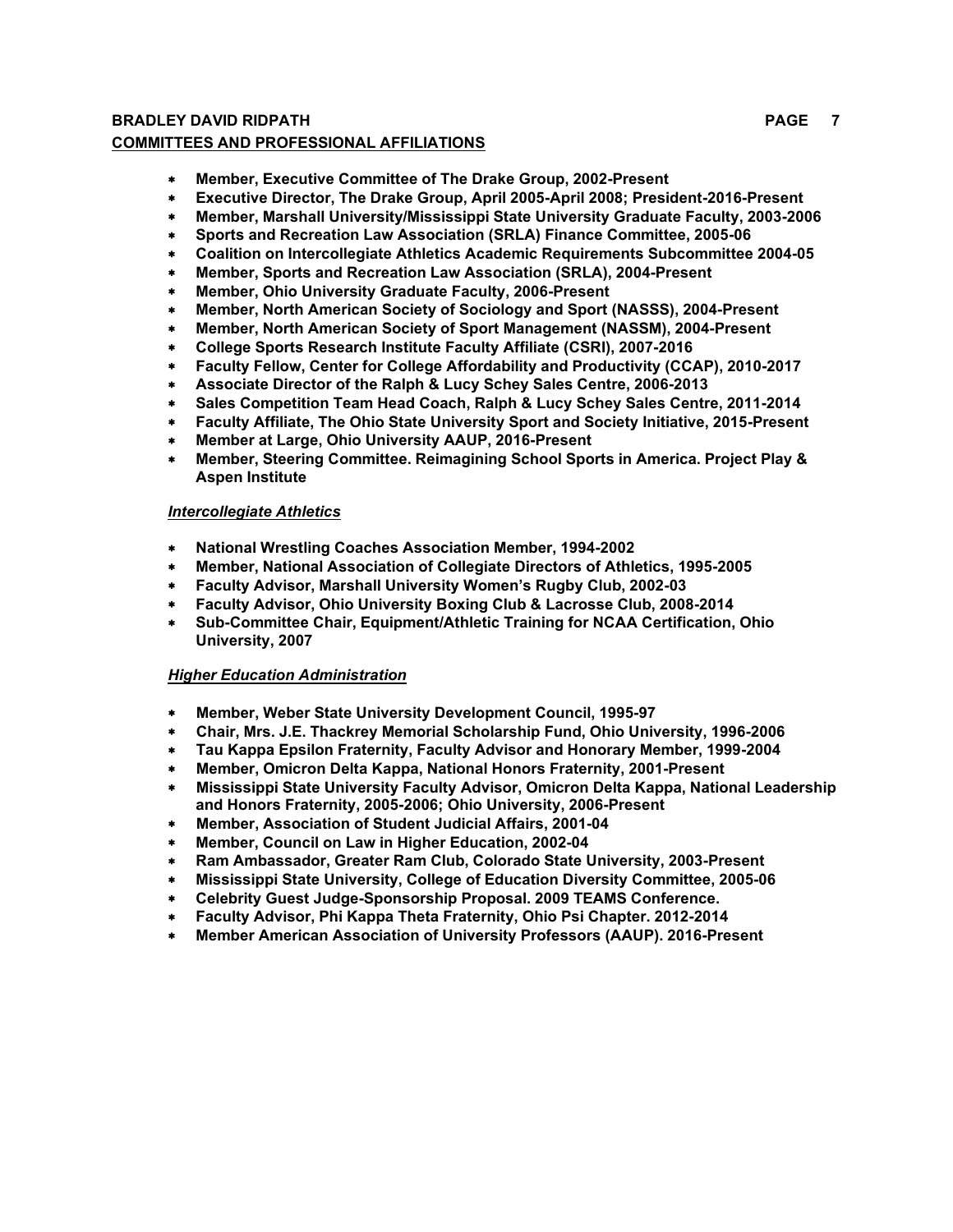## COMMITTEES AND PROFESSIONAL AFFILIATIONS

- **Member, Executive Committee of The Drake Group, 2002-Present**
- **Executive Director, The Drake Group, April 2005-April 2008; President-2016-Present**
- **Member, Marshall University/Mississippi State University Graduate Faculty, 2003-2006**
- **Sports and Recreation Law Association (SRLA) Finance Committee, 2005-06**
- **Coalition on Intercollegiate Athletics Academic Requirements Subcommittee 2004-05**
- **Member, Sports and Recreation Law Association (SRLA), 2004-Present**
- **Member, Ohio University Graduate Faculty, 2006-Present**
- **Member, North American Society of Sociology and Sport (NASSS), 2004-Present**
- **Member, North American Society of Sport Management (NASSM), 2004-Present**
- **College Sports Research Institute Faculty Affiliate (CSRI), 2007-2016**
- **Faculty Fellow, Center for College Affordability and Productivity (CCAP), 2010-2017**
- **Associate Director of the Ralph & Lucy Schey Sales Centre, 2006-2013**
- **Sales Competition Team Head Coach, Ralph & Lucy Schey Sales Centre, 2011-2014**
- **Faculty Affiliate, The Ohio State University Sport and Society Initiative, 2015-Present**
- **Member at Large, Ohio University AAUP, 2016-Present**
- **Member, Steering Committee. Reimagining School Sports in America. Project Play & Aspen Institute**

### *Intercollegiate Athletics*

- **National Wrestling Coaches Association Member, 1994-2002**
- **Member, National Association of Collegiate Directors of Athletics, 1995-2005**
- **Faculty Advisor, Marshall University Women's Rugby Club, 2002-03**
- **Faculty Advisor, Ohio University Boxing Club & Lacrosse Club, 2008-2014**
- **Sub-Committee Chair, Equipment/Athletic Training for NCAA Certification, Ohio University, 2007**

### *Higher Education Administration*

- **Member, Weber State University Development Council, 1995-97**
- **Chair, Mrs. J.E. Thackrey Memorial Scholarship Fund, Ohio University, 1996-2006**
- **Tau Kappa Epsilon Fraternity, Faculty Advisor and Honorary Member, 1999-2004**
- **Member, Omicron Delta Kappa, National Honors Fraternity, 2001-Present**
- **Mississippi State University Faculty Advisor, Omicron Delta Kappa, National Leadership and Honors Fraternity, 2005-2006; Ohio University, 2006-Present**
- **Member, Association of Student Judicial Affairs, 2001-04**
- **Member, Council on Law in Higher Education, 2002-04**
- **Ram Ambassador, Greater Ram Club, Colorado State University, 2003-Present**
- **Mississippi State University, College of Education Diversity Committee, 2005-06**
- **Celebrity Guest Judge-Sponsorship Proposal. 2009 TEAMS Conference.**
- **Faculty Advisor, Phi Kappa Theta Fraternity, Ohio Psi Chapter. 2012-2014**
- **Member American Association of University Professors (AAUP). 2016-Present**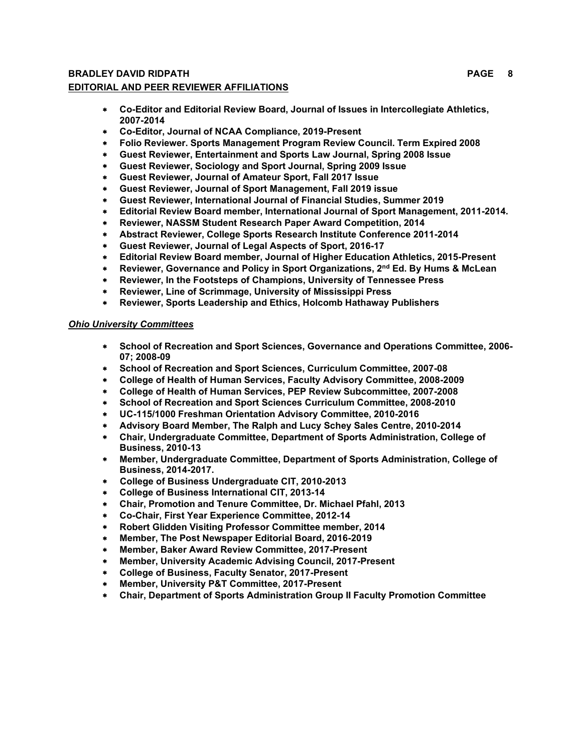**EDITORIAL AND PEER REVIEWER AFFILIATIONS**

- **Co-Editor and Editorial Review Board, Journal of Issues in Intercollegiate Athletics, 2007-2014**
- **Co-Editor, Journal of NCAA Compliance, 2019-Present**
- **Folio Reviewer. Sports Management Program Review Council. Term Expired 2008**
- **Guest Reviewer, Entertainment and Sports Law Journal, Spring 2008 Issue**
- **Guest Reviewer, Sociology and Sport Journal, Spring 2009 Issue**
- **Guest Reviewer, Journal of Amateur Sport, Fall 2017 Issue**
- **Guest Reviewer, Journal of Sport Management, Fall 2019 issue**
- **Guest Reviewer, International Journal of Financial Studies, Summer 2019**
- **Editorial Review Board member, International Journal of Sport Management, 2011-2014.**
- **Reviewer, NASSM Student Research Paper Award Competition, 2014**
- **Abstract Reviewer, College Sports Research Institute Conference 2011-2014**
- **Guest Reviewer, Journal of Legal Aspects of Sport, 2016-17**
- **Editorial Review Board member, Journal of Higher Education Athletics, 2015-Present**
- **Reviewer, Governance and Policy in Sport Organizations, 2nd Ed. By Hums & McLean**
- **Reviewer, In the Footsteps of Champions, University of Tennessee Press**
- **Reviewer, Line of Scrimmage, University of Mississippi Press**
- **Reviewer, Sports Leadership and Ethics, Holcomb Hathaway Publishers**

***Ohio University Committees***

- **School of Recreation and Sport Sciences, Governance and Operations Committee, 2006-07; 2008-09**
- **School of Recreation and Sport Sciences, Curriculum Committee, 2007-08**
- **College of Health of Human Services, Faculty Advisory Committee, 2008-2009**
- **College of Health of Human Services, PEP Review Subcommittee, 2007-2008**
- **School of Recreation and Sport Sciences Curriculum Committee, 2008-2010**
- **UC-115/1000 Freshman Orientation Advisory Committee, 2010-2016**
- **Advisory Board Member, The Ralph and Lucy Schey Sales Centre, 2010-2014**
- **Chair, Undergraduate Committee, Department of Sports Administration, College of Business, 2010-13**
- **Member, Undergraduate Committee, Department of Sports Administration, College of Business, 2014-2017.**
- **College of Business Undergraduate CIT, 2010-2013**
- **College of Business International CIT, 2013-14**
- **Chair, Promotion and Tenure Committee, Dr. Michael Pfahl, 2013**
- **Co-Chair, First Year Experience Committee, 2012-14**
- **Robert Glidden Visiting Professor Committee member, 2014**
- **Member, The Post Newspaper Editorial Board, 2016-2019**
- **Member, Baker Award Review Committee, 2017-Present**
- **Member, University Academic Advising Council, 2017-Present**
- **College of Business, Faculty Senator, 2017-Present**
- **Member, University P&T Committee, 2017-Present**
- **Chair, Department of Sports Administration Group II Faculty Promotion Committee**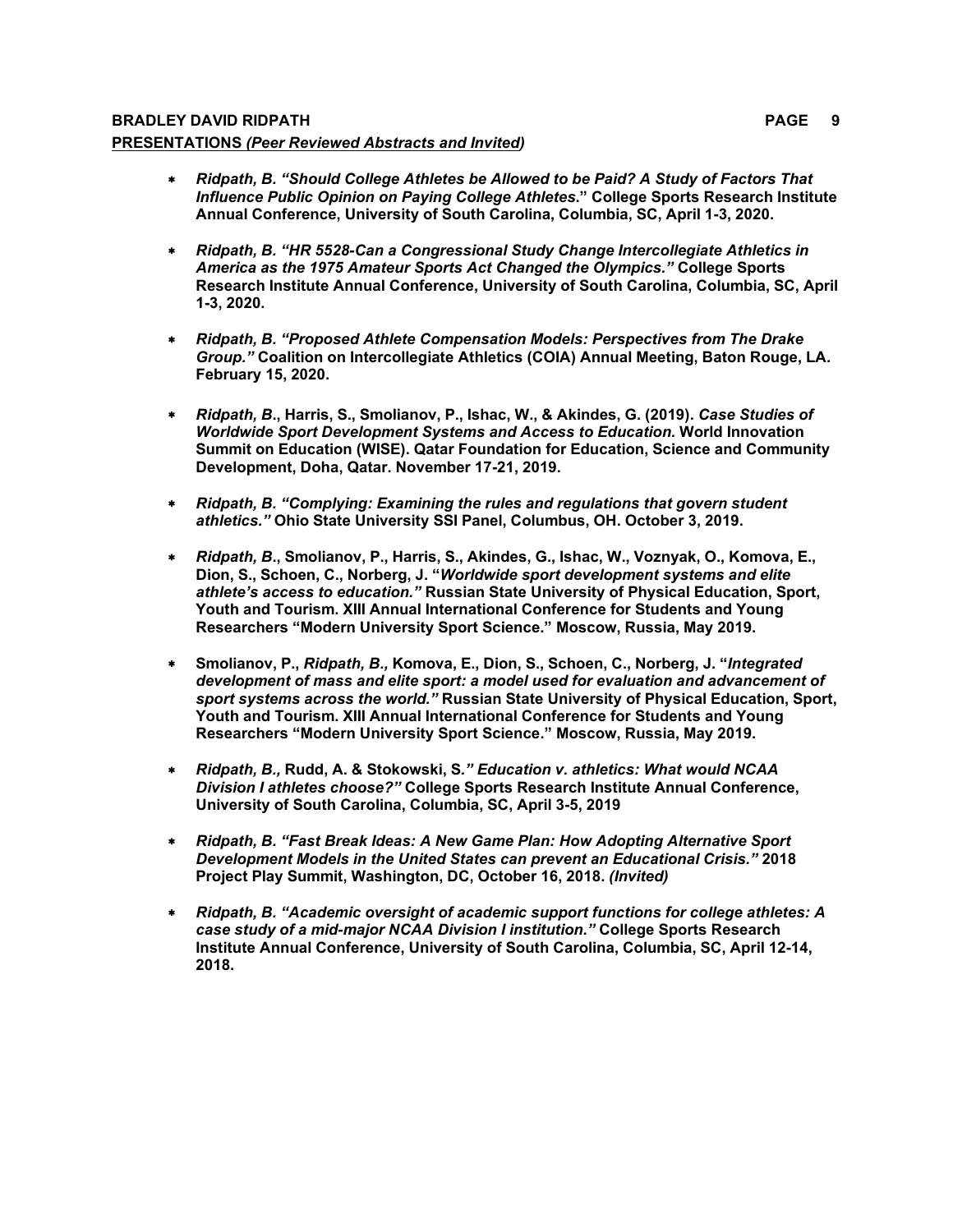**PRESENTATIONS *(Peer Reviewed Abstracts and Invited)***

- ***Ridpath, B. "Should College Athletes be Allowed to be Paid? A Study of Factors That Influence Public Opinion on Paying College Athletes.*" College Sports Research Institute Annual Conference, University of South Carolina, Columbia, SC, April 1-3, 2020.**

- ***Ridpath, B. "HR 5528-Can a Congressional Study Change Intercollegiate Athletics in America as the 1975 Amateur Sports Act Changed the Olympics."* College Sports Research Institute Annual Conference, University of South Carolina, Columbia, SC, April 1-3, 2020.**

- ***Ridpath, B. "Proposed Athlete Compensation Models: Perspectives from The Drake Group."* Coalition on Intercollegiate Athletics (COIA) Annual Meeting, Baton Rouge, LA. February 15, 2020.**

- ***Ridpath, B*., Harris, S., Smolianov, P., Ishac, W., & Akindes, G. (2019). *Case Studies of Worldwide Sport Development Systems and Access to Education.* World Innovation Summit on Education (WISE). Qatar Foundation for Education, Science and Community Development, Doha, Qatar. November 17-21, 2019.**

- ***Ridpath, B. "Complying: Examining the rules and regulations that govern student athletics."* Ohio State University SSI Panel, Columbus, OH. October 3, 2019.**

- ***Ridpath, B*., Smolianov, P., Harris, S., Akindes, G., Ishac, W., Voznyak, O., Komova, E., Dion, S., Schoen, C., Norberg, J. "*Worldwide sport development systems and elite athlete's access to education."* Russian State University of Physical Education, Sport, Youth and Tourism. XIII Annual International Conference for Students and Young Researchers "Modern University Sport Science." Moscow, Russia, May 2019.**

- **Smolianov, P., *Ridpath, B.,* Komova, E., Dion, S., Schoen, C., Norberg, J. "*Integrated development of mass and elite sport: a model used for evaluation and advancement of sport systems across the world."* Russian State University of Physical Education, Sport, Youth and Tourism. XIII Annual International Conference for Students and Young Researchers "Modern University Sport Science." Moscow, Russia, May 2019.**

- ***Ridpath, B.,* Rudd, A. & Stokowski, S.*" Education v. athletics: What would NCAA Division I athletes choose?"* College Sports Research Institute Annual Conference, University of South Carolina, Columbia, SC, April 3-5, 2019**

- ***Ridpath, B. "Fast Break Ideas: A New Game Plan: How Adopting Alternative Sport Development Models in the United States can prevent an Educational Crisis."* 2018 Project Play Summit, Washington, DC, October 16, 2018. *(Invited)***

- ***Ridpath, B. "Academic oversight of academic support functions for college athletes: A case study of a mid-major NCAA Division I institution."* College Sports Research Institute Annual Conference, University of South Carolina, Columbia, SC, April 12-14, 2018.**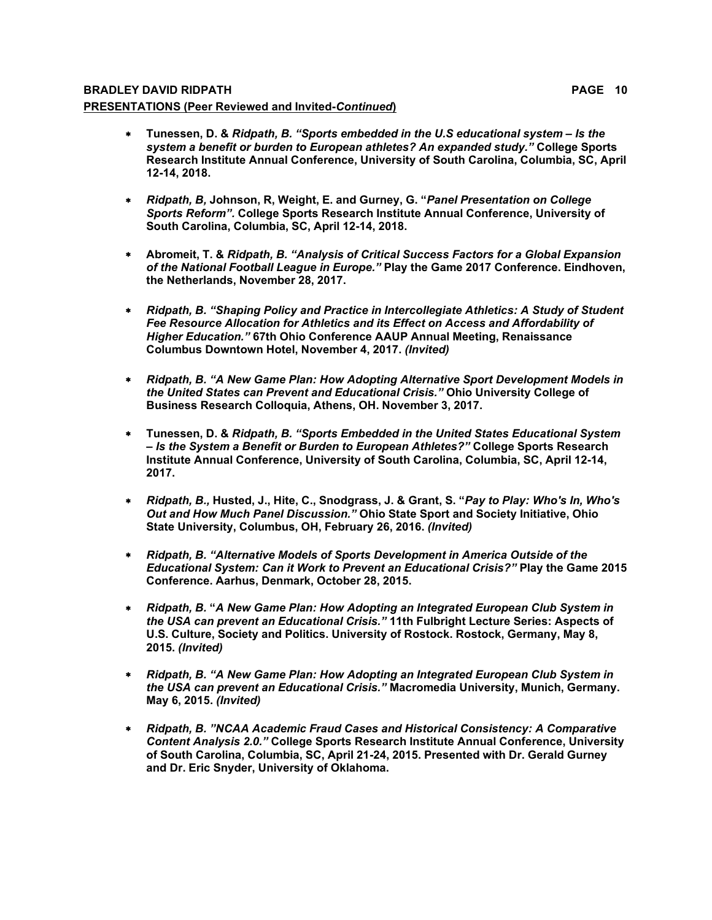**PRESENTATIONS (Peer Reviewed and Invited-*Continued*)**

- **Tunessen, D. &** ***Ridpath, B. "Sports embedded in the U.S educational system – Is the system a benefit or burden to European athletes? An expanded study."*** **College Sports Research Institute Annual Conference, University of South Carolina, Columbia, SC, April 12-14, 2018.**

- ***Ridpath, B,*** **Johnson, R, Weight, E. and Gurney, G. "*Panel Presentation on College Sports Reform".* College Sports Research Institute Annual Conference, University of South Carolina, Columbia, SC, April 12-14, 2018.**

- **Abromeit, T. &** ***Ridpath, B. "Analysis of Critical Success Factors for a Global Expansion of the National Football League in Europe."*** **Play the Game 2017 Conference. Eindhoven, the Netherlands, November 28, 2017.**

- ***Ridpath, B. "Shaping Policy and Practice in Intercollegiate Athletics: A Study of Student Fee Resource Allocation for Athletics and its Effect on Access and Affordability of Higher Education."*** **67th Ohio Conference AAUP Annual Meeting, Renaissance Columbus Downtown Hotel, November 4, 2017.** ***(Invited)***

- ***Ridpath, B. "A New Game Plan: How Adopting Alternative Sport Development Models in the United States can Prevent and Educational Crisis."*** **Ohio University College of Business Research Colloquia, Athens, OH. November 3, 2017.**

- **Tunessen, D. &** ***Ridpath, B. "Sports Embedded in the United States Educational System – Is the System a Benefit or Burden to European Athletes?"*** **College Sports Research Institute Annual Conference, University of South Carolina, Columbia, SC, April 12-14, 2017.**

- ***Ridpath, B.,*** **Husted, J., Hite, C., Snodgrass, J. & Grant, S. "*Pay to Play: Who's In, Who's Out and How Much Panel Discussion."* Ohio State Sport and Society Initiative, Ohio State University, Columbus, OH, February 26, 2016.** ***(Invited)***

- ***Ridpath, B. "Alternative Models of Sports Development in America Outside of the Educational System: Can it Work to Prevent an Educational Crisis?"*** **Play the Game 2015 Conference. Aarhus, Denmark, October 28, 2015.**

- ***Ridpath, B.*** **"*A New Game Plan: How Adopting an Integrated European Club System in the USA can prevent an Educational Crisis."* 11th Fulbright Lecture Series: Aspects of U.S. Culture, Society and Politics. University of Rostock. Rostock, Germany, May 8, 2015.** ***(Invited)***

- ***Ridpath, B. "A New Game Plan: How Adopting an Integrated European Club System in the USA can prevent an Educational Crisis."*** **Macromedia University, Munich, Germany. May 6, 2015.** ***(Invited)***

- ***Ridpath, B. "NCAA Academic Fraud Cases and Historical Consistency: A Comparative Content Analysis 2.0."*** **College Sports Research Institute Annual Conference, University of South Carolina, Columbia, SC, April 21-24, 2015. Presented with Dr. Gerald Gurney and Dr. Eric Snyder, University of Oklahoma.**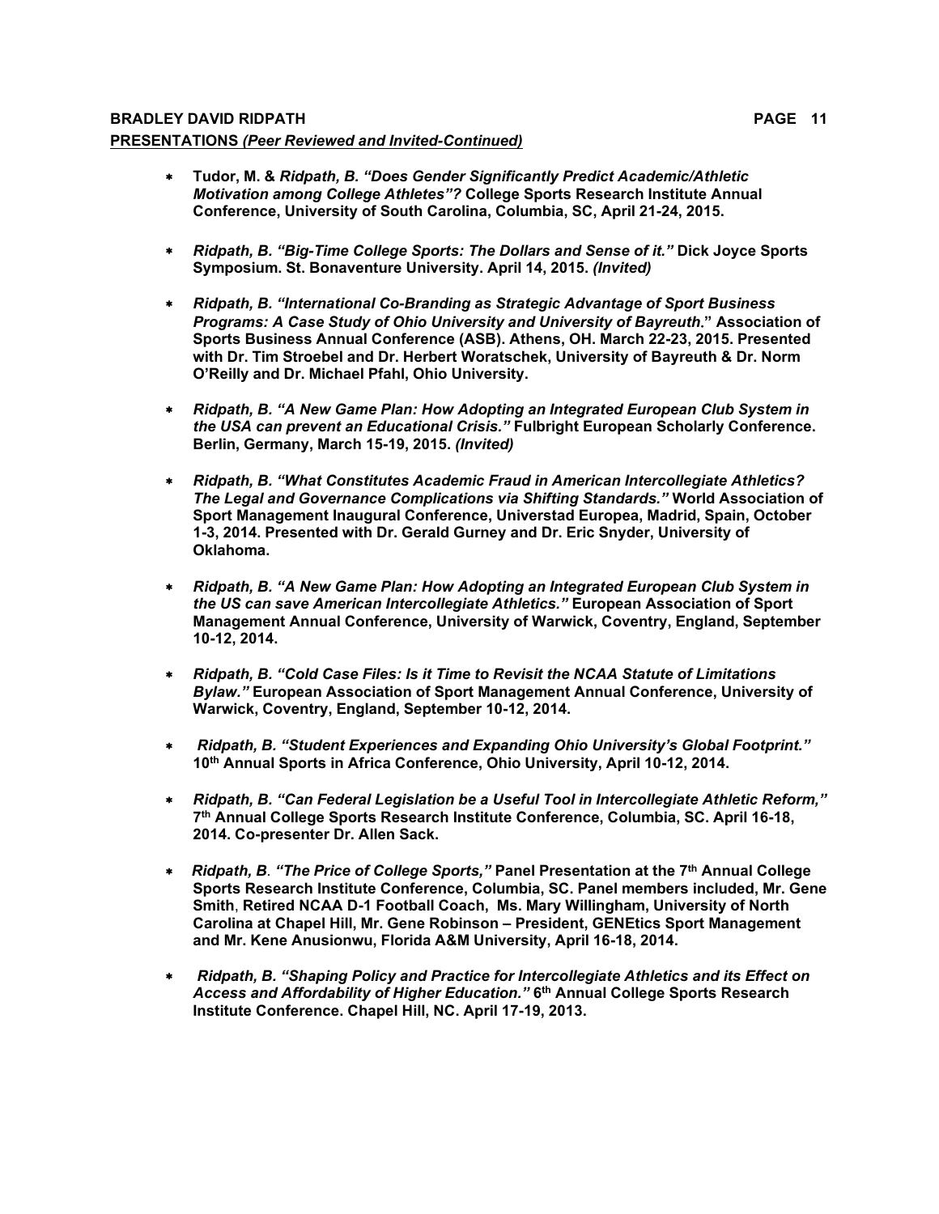**PRESENTATIONS** ***(Peer Reviewed and Invited-Continued)***

* **Tudor, M. &** ***Ridpath, B. "Does Gender Significantly Predict Academic/Athletic Motivation among College Athletes"?*** **College Sports Research Institute Annual Conference, University of South Carolina, Columbia, SC, April 21-24, 2015.**

* ***Ridpath, B. "Big-Time College Sports: The Dollars and Sense of it."*** **Dick Joyce Sports Symposium. St. Bonaventure University. April 14, 2015.** ***(Invited)***

* ***Ridpath, B. "International Co-Branding as Strategic Advantage of Sport Business Programs: A Case Study of Ohio University and University of Bayreuth.*****"** **Association of Sports Business Annual Conference (ASB). Athens, OH. March 22-23, 2015. Presented with Dr. Tim Stroebel and Dr. Herbert Woratschek, University of Bayreuth & Dr. Norm O'Reilly and Dr. Michael Pfahl, Ohio University.**

* ***Ridpath, B. "A New Game Plan: How Adopting an Integrated European Club System in the USA can prevent an Educational Crisis."*** **Fulbright European Scholarly Conference. Berlin, Germany, March 15-19, 2015.** ***(Invited)***

* ***Ridpath, B. "What Constitutes Academic Fraud in American Intercollegiate Athletics? The Legal and Governance Complications via Shifting Standards."*** **World Association of Sport Management Inaugural Conference, Universtad Europea, Madrid, Spain, October 1-3, 2014. Presented with Dr. Gerald Gurney and Dr. Eric Snyder, University of Oklahoma.**

* ***Ridpath, B. "A New Game Plan: How Adopting an Integrated European Club System in the US can save American Intercollegiate Athletics."*** **European Association of Sport Management Annual Conference, University of Warwick, Coventry, England, September 10-12, 2014.**

* ***Ridpath, B. "Cold Case Files: Is it Time to Revisit the NCAA Statute of Limitations Bylaw."*** **European Association of Sport Management Annual Conference, University of Warwick, Coventry, England, September 10-12, 2014.**

* ***Ridpath, B. "Student Experiences and Expanding Ohio University's Global Footprint."*** **10th Annual Sports in Africa Conference, Ohio University, April 10-12, 2014.**

* ***Ridpath, B. "Can Federal Legislation be a Useful Tool in Intercollegiate Athletic Reform,"*** **7th Annual College Sports Research Institute Conference, Columbia, SC. April 16-18, 2014. Co-presenter Dr. Allen Sack.**

* ***Ridpath, B. "The Price of College Sports,"*** **Panel Presentation at the 7th Annual College Sports Research Institute Conference, Columbia, SC. Panel members included, Mr. Gene Smith, Retired NCAA D-1 Football Coach, Ms. Mary Willingham, University of North Carolina at Chapel Hill, Mr. Gene Robinson – President, GENEtics Sport Management and Mr. Kene Anusionwu, Florida A&M University, April 16-18, 2014.**

* ***Ridpath, B. "Shaping Policy and Practice for Intercollegiate Athletics and its Effect on Access and Affordability of Higher Education."*** **6th Annual College Sports Research Institute Conference. Chapel Hill, NC. April 17-19, 2013.**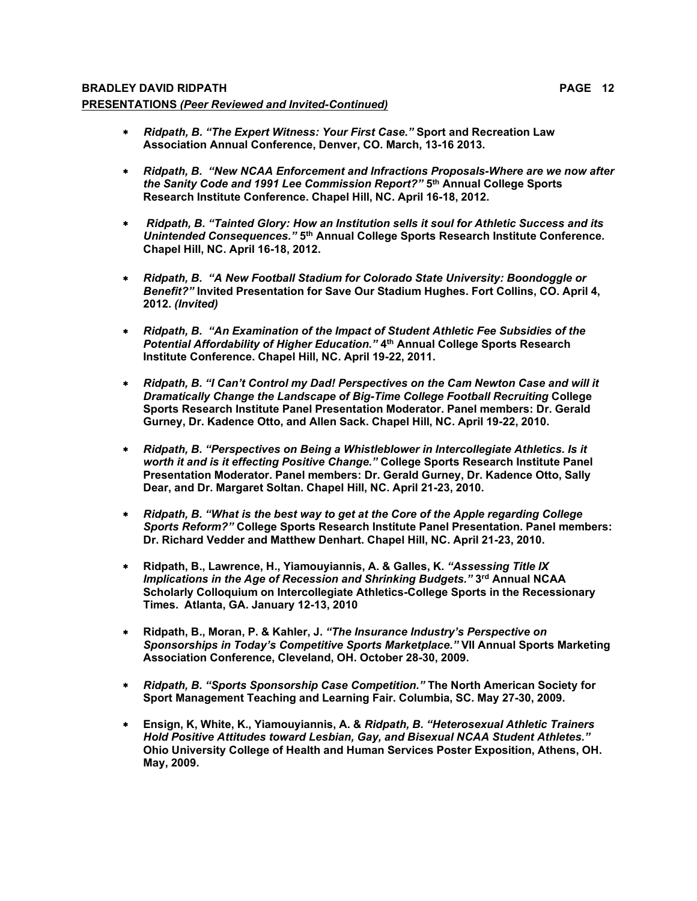**PRESENTATIONS *(Peer Reviewed and Invited-Continued)***

- ***Ridpath, B. "The Expert Witness: Your First Case."* Sport and Recreation Law Association Annual Conference, Denver, CO. March, 13-16 2013.**

- ***Ridpath, B. "New NCAA Enforcement and Infractions Proposals-Where are we now after the Sanity Code and 1991 Lee Commission Report?"* 5th Annual College Sports Research Institute Conference. Chapel Hill, NC. April 16-18, 2012.**

- ***Ridpath, B. "Tainted Glory: How an Institution sells it soul for Athletic Success and its Unintended Consequences."* 5th Annual College Sports Research Institute Conference. Chapel Hill, NC. April 16-18, 2012.**

- ***Ridpath, B. "A New Football Stadium for Colorado State University: Boondoggle or Benefit?"* Invited Presentation for Save Our Stadium Hughes. Fort Collins, CO. April 4, 2012. *(Invited)***

- ***Ridpath, B. "An Examination of the Impact of Student Athletic Fee Subsidies of the Potential Affordability of Higher Education."* 4th Annual College Sports Research Institute Conference. Chapel Hill, NC. April 19-22, 2011.**

- ***Ridpath, B. "I Can't Control my Dad! Perspectives on the Cam Newton Case and will it Dramatically Change the Landscape of Big-Time College Football Recruiting* College Sports Research Institute Panel Presentation Moderator. Panel members: Dr. Gerald Gurney, Dr. Kadence Otto, and Allen Sack. Chapel Hill, NC. April 19-22, 2010.**

- ***Ridpath, B. "Perspectives on Being a Whistleblower in Intercollegiate Athletics. Is it worth it and is it effecting Positive Change."* College Sports Research Institute Panel Presentation Moderator. Panel members: Dr. Gerald Gurney, Dr. Kadence Otto, Sally Dear, and Dr. Margaret Soltan. Chapel Hill, NC. April 21-23, 2010.**

- ***Ridpath, B. "What is the best way to get at the Core of the Apple regarding College Sports Reform?"* College Sports Research Institute Panel Presentation. Panel members: Dr. Richard Vedder and Matthew Denhart. Chapel Hill, NC. April 21-23, 2010.**

- **Ridpath, B., Lawrence, H., Yiamouyiannis, A. & Galles, K. *"Assessing Title IX Implications in the Age of Recession and Shrinking Budgets."* 3rd Annual NCAA Scholarly Colloquium on Intercollegiate Athletics-College Sports in the Recessionary Times. Atlanta, GA. January 12-13, 2010**

- **Ridpath, B., Moran, P. & Kahler, J. *"The Insurance Industry's Perspective on Sponsorships in Today's Competitive Sports Marketplace."* VII Annual Sports Marketing Association Conference, Cleveland, OH. October 28-30, 2009.**

- ***Ridpath, B. "Sports Sponsorship Case Competition."* The North American Society for Sport Management Teaching and Learning Fair. Columbia, SC. May 27-30, 2009.**

- **Ensign, K, White, K., Yiamouyiannis, A. & *Ridpath, B. "Heterosexual Athletic Trainers Hold Positive Attitudes toward Lesbian, Gay, and Bisexual NCAA Student Athletes."* Ohio University College of Health and Human Services Poster Exposition, Athens, OH. May, 2009.**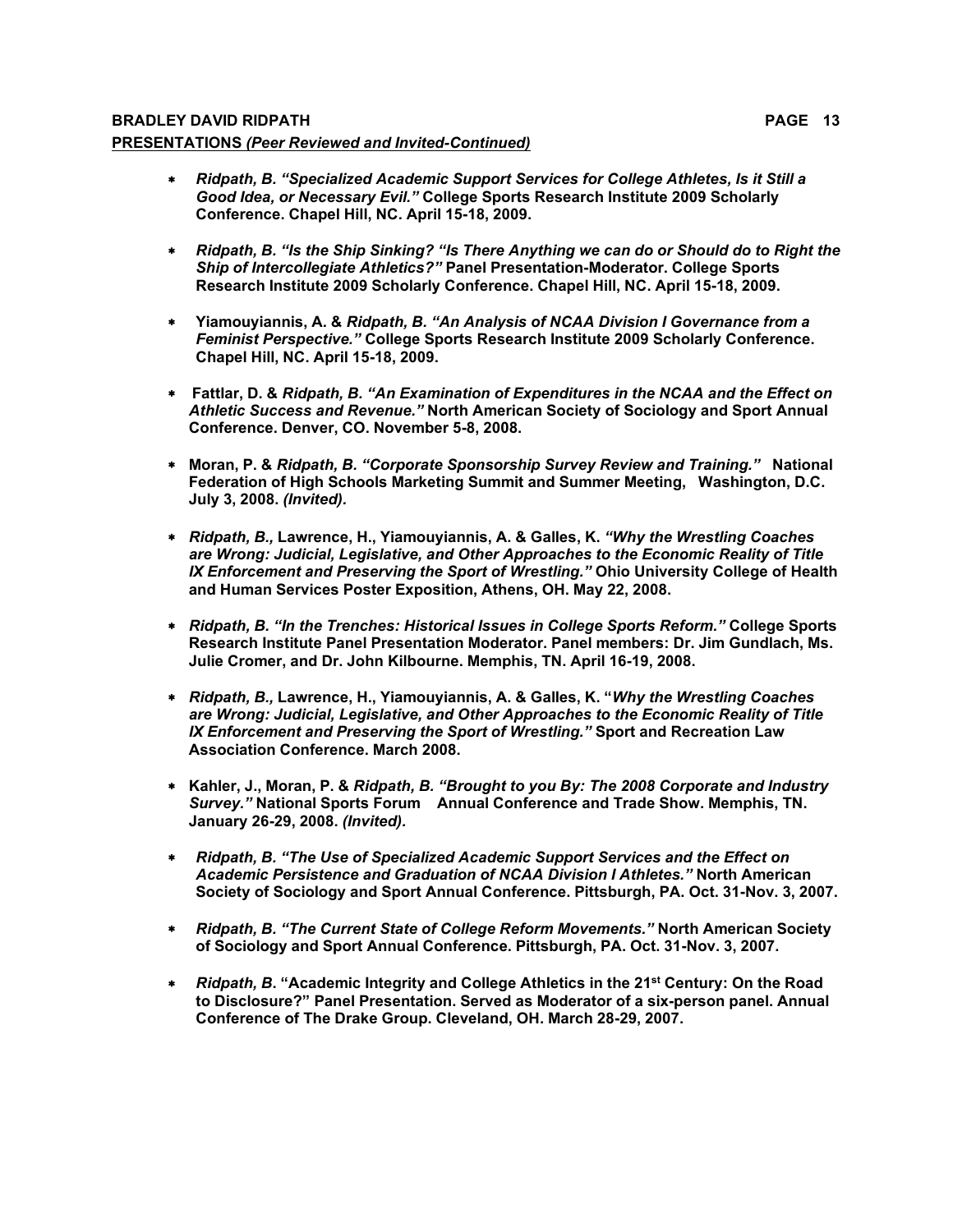**PRESENTATIONS *(Peer Reviewed and Invited-Continued)***

- ***Ridpath, B. "Specialized Academic Support Services for College Athletes, Is it Still a Good Idea, or Necessary Evil."*** **College Sports Research Institute 2009 Scholarly Conference. Chapel Hill, NC. April 15-18, 2009.**

- ***Ridpath, B. "Is the Ship Sinking? "Is There Anything we can do or Should do to Right the Ship of Intercollegiate Athletics?"*** **Panel Presentation-Moderator. College Sports Research Institute 2009 Scholarly Conference. Chapel Hill, NC. April 15-18, 2009.**

- **Yiamouyiannis, A. &** ***Ridpath, B. "An Analysis of NCAA Division I Governance from a Feminist Perspective."*** **College Sports Research Institute 2009 Scholarly Conference. Chapel Hill, NC. April 15-18, 2009.**

- **Fattlar, D. &** ***Ridpath, B. "An Examination of Expenditures in the NCAA and the Effect on Athletic Success and Revenue."*** **North American Society of Sociology and Sport Annual Conference. Denver, CO. November 5-8, 2008.**

- **Moran, P. &** ***Ridpath, B. "Corporate Sponsorship Survey Review and Training."*** **National Federation of High Schools Marketing Summit and Summer Meeting, Washington, D.C. July 3, 2008.** ***(Invited).***

- ***Ridpath, B.,*** **Lawrence, H., Yiamouyiannis, A. & Galles, K.** ***"Why the Wrestling Coaches are Wrong: Judicial, Legislative, and Other Approaches to the Economic Reality of Title IX Enforcement and Preserving the Sport of Wrestling."*** **Ohio University College of Health and Human Services Poster Exposition, Athens, OH. May 22, 2008.**

- ***Ridpath, B. "In the Trenches: Historical Issues in College Sports Reform."*** **College Sports Research Institute Panel Presentation Moderator. Panel members: Dr. Jim Gundlach, Ms. Julie Cromer, and Dr. John Kilbourne. Memphis, TN. April 16-19, 2008.**

- ***Ridpath, B.,*** **Lawrence, H., Yiamouyiannis, A. & Galles, K. "*Why the Wrestling Coaches are Wrong: Judicial, Legislative, and Other Approaches to the Economic Reality of Title IX Enforcement and Preserving the Sport of Wrestling."* Sport and Recreation Law Association Conference. March 2008.**

- **Kahler, J., Moran, P. &** ***Ridpath, B. "Brought to you By: The 2008 Corporate and Industry Survey."*** **National Sports Forum Annual Conference and Trade Show. Memphis, TN. January 26-29, 2008.** ***(Invited).***

- ***Ridpath, B. "The Use of Specialized Academic Support Services and the Effect on Academic Persistence and Graduation of NCAA Division I Athletes."*** **North American Society of Sociology and Sport Annual Conference. Pittsburgh, PA. Oct. 31-Nov. 3, 2007.**

- ***Ridpath, B. "The Current State of College Reform Movements."*** **North American Society of Sociology and Sport Annual Conference. Pittsburgh, PA. Oct. 31-Nov. 3, 2007.**

- ***Ridpath, B.*** **"Academic Integrity and College Athletics in the 21st Century: On the Road to Disclosure?" Panel Presentation. Served as Moderator of a six-person panel. Annual Conference of The Drake Group. Cleveland, OH. March 28-29, 2007.**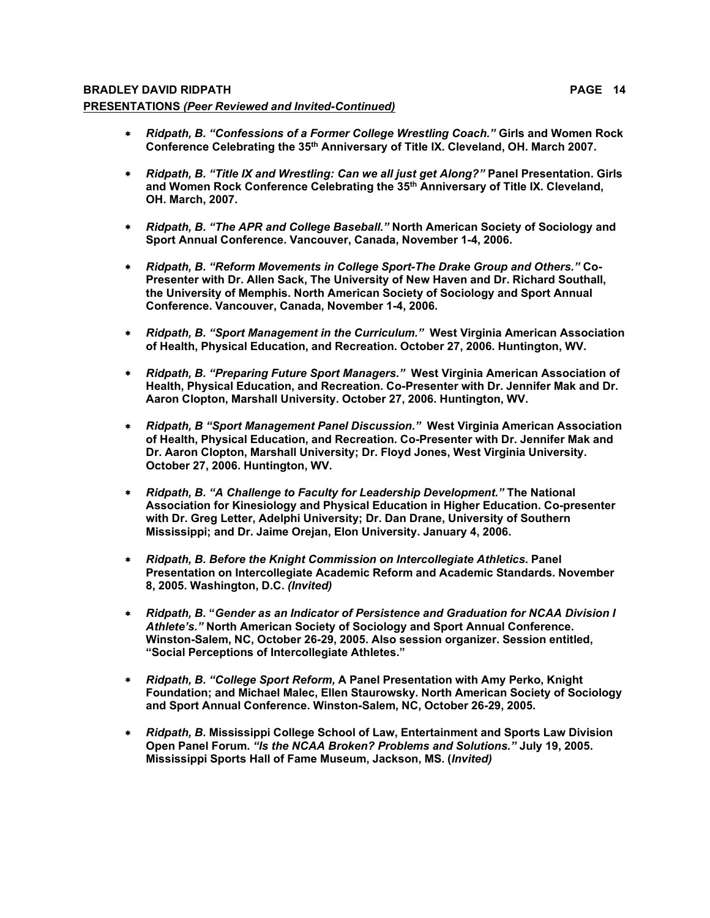**PRESENTATIONS *(Peer Reviewed and Invited-Continued)***

- ***Ridpath, B. "Confessions of a Former College Wrestling Coach."*** **Girls and Women Rock Conference Celebrating the 35th Anniversary of Title IX. Cleveland, OH. March 2007.**

- ***Ridpath, B. "Title IX and Wrestling: Can we all just get Along?"*** **Panel Presentation. Girls and Women Rock Conference Celebrating the 35th Anniversary of Title IX. Cleveland, OH. March, 2007.**

- ***Ridpath, B. "The APR and College Baseball."*** **North American Society of Sociology and Sport Annual Conference. Vancouver, Canada, November 1-4, 2006.**

- ***Ridpath, B. "Reform Movements in College Sport-The Drake Group and Others."*** **Co-Presenter with Dr. Allen Sack, The University of New Haven and Dr. Richard Southall, the University of Memphis. North American Society of Sociology and Sport Annual Conference. Vancouver, Canada, November 1-4, 2006.**

- ***Ridpath, B. "Sport Management in the Curriculum."*** **West Virginia American Association of Health, Physical Education, and Recreation. October 27, 2006. Huntington, WV.**

- ***Ridpath, B. "Preparing Future Sport Managers."*** **West Virginia American Association of Health, Physical Education, and Recreation. Co-Presenter with Dr. Jennifer Mak and Dr. Aaron Clopton, Marshall University. October 27, 2006. Huntington, WV.**

- ***Ridpath, B "Sport Management Panel Discussion."*** **West Virginia American Association of Health, Physical Education, and Recreation. Co-Presenter with Dr. Jennifer Mak and Dr. Aaron Clopton, Marshall University; Dr. Floyd Jones, West Virginia University. October 27, 2006. Huntington, WV.**

- ***Ridpath, B. "A Challenge to Faculty for Leadership Development."*** **The National Association for Kinesiology and Physical Education in Higher Education. Co-presenter with Dr. Greg Letter, Adelphi University; Dr. Dan Drane, University of Southern Mississippi; and Dr. Jaime Orejan, Elon University. January 4, 2006.**

- ***Ridpath, B. Before the Knight Commission on Intercollegiate Athletics*****. Panel Presentation on Intercollegiate Academic Reform and Academic Standards. November 8, 2005. Washington, D.C. *(Invited)***

- ***Ridpath, B.*** **"*Gender as an Indicator of Persistence and Graduation for NCAA Division I Athlete's."* North American Society of Sociology and Sport Annual Conference. Winston-Salem, NC, October 26-29, 2005. Also session organizer. Session entitled, "Social Perceptions of Intercollegiate Athletes."**

- ***Ridpath, B. "College Sport Reform,*** **A Panel Presentation with Amy Perko, Knight Foundation; and Michael Malec, Ellen Staurowsky. North American Society of Sociology and Sport Annual Conference. Winston-Salem, NC, October 26-29, 2005.**

- ***Ridpath, B.*** **Mississippi College School of Law, Entertainment and Sports Law Division Open Panel Forum. *"Is the NCAA Broken? Problems and Solutions."* July 19, 2005. Mississippi Sports Hall of Fame Museum, Jackson, MS. (*Invited)***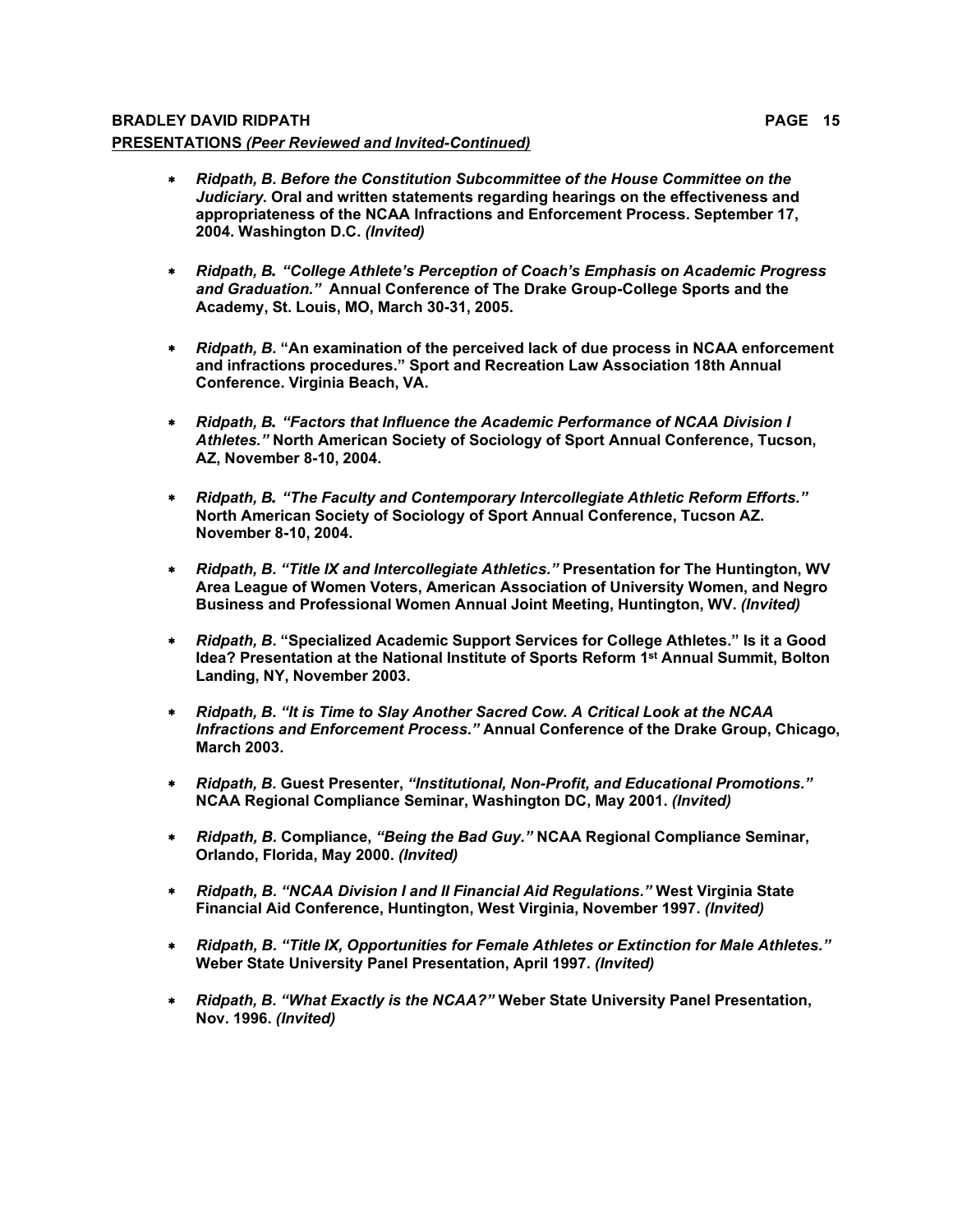**PRESENTATIONS *(Peer Reviewed and Invited-Continued)***

- ***Ridpath, B. Before the Constitution Subcommittee of the House Committee on the Judiciary.*** **Oral and written statements regarding hearings on the effectiveness and appropriateness of the NCAA Infractions and Enforcement Process. September 17, 2004. Washington D.C. *(Invited)***

- ***Ridpath, B. "College Athlete's Perception of Coach's Emphasis on Academic Progress and Graduation."*** **Annual Conference of The Drake Group-College Sports and the Academy, St. Louis, MO, March 30-31, 2005.**

- ***Ridpath, B.*** **"An examination of the perceived lack of due process in NCAA enforcement and infractions procedures." Sport and Recreation Law Association 18th Annual Conference. Virginia Beach, VA.**

- ***Ridpath, B. "Factors that Influence the Academic Performance of NCAA Division I Athletes."*** **North American Society of Sociology of Sport Annual Conference, Tucson, AZ, November 8-10, 2004.**

- ***Ridpath, B. "The Faculty and Contemporary Intercollegiate Athletic Reform Efforts."*** **North American Society of Sociology of Sport Annual Conference, Tucson AZ. November 8-10, 2004.**

- ***Ridpath, B. "Title IX and Intercollegiate Athletics."*** **Presentation for The Huntington, WV Area League of Women Voters, American Association of University Women, and Negro Business and Professional Women Annual Joint Meeting, Huntington, WV. *(Invited)***

- ***Ridpath, B*. "Specialized Academic Support Services for College Athletes." Is it a Good Idea? Presentation at the National Institute of Sports Reform 1st Annual Summit, Bolton Landing, NY, November 2003.**

- ***Ridpath, B. "It is Time to Slay Another Sacred Cow. A Critical Look at the NCAA Infractions and Enforcement Process."*** **Annual Conference of the Drake Group, Chicago, March 2003.**

- ***Ridpath, B.*** **Guest Presenter, *"Institutional, Non-Profit, and Educational Promotions."* NCAA Regional Compliance Seminar, Washington DC, May 2001. *(Invited)***

- ***Ridpath, B.*** **Compliance, *"Being the Bad Guy."* NCAA Regional Compliance Seminar, Orlando, Florida, May 2000. *(Invited)***

- ***Ridpath, B. "NCAA Division I and II Financial Aid Regulations."*** **West Virginia State Financial Aid Conference, Huntington, West Virginia, November 1997. *(Invited)***

- ***Ridpath, B. "Title IX, Opportunities for Female Athletes or Extinction for Male Athletes."*** **Weber State University Panel Presentation, April 1997. *(Invited)***

- ***Ridpath, B. "What Exactly is the NCAA?"*** **Weber State University Panel Presentation, Nov. 1996. *(Invited)***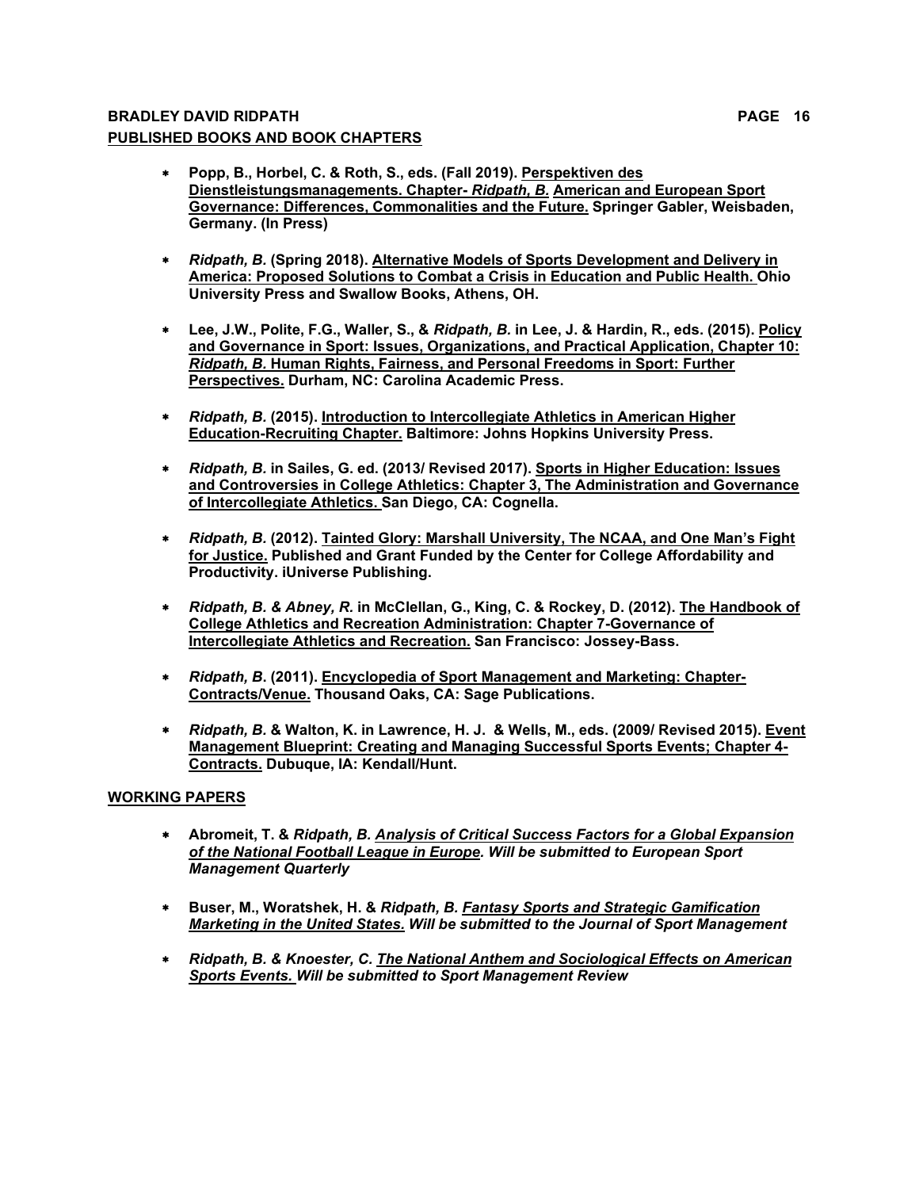## PUBLISHED BOOKS AND BOOK CHAPTERS

- **Popp, B., Horbel, C. & Roth, S., eds. (Fall 2019). Perspektiven des Dienstleistungsmanagements. Chapter- *Ridpath, B.* American and European Sport Governance: Differences, Commonalities and the Future. Springer Gabler, Weisbaden, Germany. (In Press)**

- ***Ridpath, B.* (Spring 2018). Alternative Models of Sports Development and Delivery in America: Proposed Solutions to Combat a Crisis in Education and Public Health. Ohio University Press and Swallow Books, Athens, OH.**

- **Lee, J.W., Polite, F.G., Waller, S., & *Ridpath, B.* in Lee, J. & Hardin, R., eds. (2015). Policy and Governance in Sport: Issues, Organizations, and Practical Application, Chapter 10: *Ridpath, B.* Human Rights, Fairness, and Personal Freedoms in Sport: Further Perspectives. Durham, NC: Carolina Academic Press.**

- ***Ridpath, B.* (2015). Introduction to Intercollegiate Athletics in American Higher Education-Recruiting Chapter. Baltimore: Johns Hopkins University Press.**

- ***Ridpath, B.* in Sailes, G. ed. (2013/ Revised 2017). Sports in Higher Education: Issues and Controversies in College Athletics: Chapter 3, The Administration and Governance of Intercollegiate Athletics. San Diego, CA: Cognella.**

- ***Ridpath, B.* (2012). Tainted Glory: Marshall University, The NCAA, and One Man's Fight for Justice. Published and Grant Funded by the Center for College Affordability and Productivity. iUniverse Publishing.**

- ***Ridpath, B. & Abney, R.* in McClellan, G., King, C. & Rockey, D. (2012). The Handbook of College Athletics and Recreation Administration: Chapter 7-Governance of Intercollegiate Athletics and Recreation. San Francisco: Jossey-Bass.**

- ***Ridpath, B*. (2011). Encyclopedia of Sport Management and Marketing: Chapter-Contracts/Venue. Thousand Oaks, CA: Sage Publications.**

- ***Ridpath, B.* & Walton, K. in Lawrence, H. J. & Wells, M., eds. (2009/ Revised 2015). Event Management Blueprint: Creating and Managing Successful Sports Events; Chapter 4-Contracts. Dubuque, IA: Kendall/Hunt.**

## WORKING PAPERS

- **Abromeit, T. & *Ridpath, B. Analysis of Critical Success Factors for a Global Expansion of the National Football League in Europe. Will be submitted to European Sport Management Quarterly***

- **Buser, M., Woratshek, H. & *Ridpath, B. Fantasy Sports and Strategic Gamification Marketing in the United States. Will be submitted to the Journal of Sport Management***

- ***Ridpath, B. & Knoester, C. The National Anthem and Sociological Effects on American Sports Events. Will be submitted to Sport Management Review***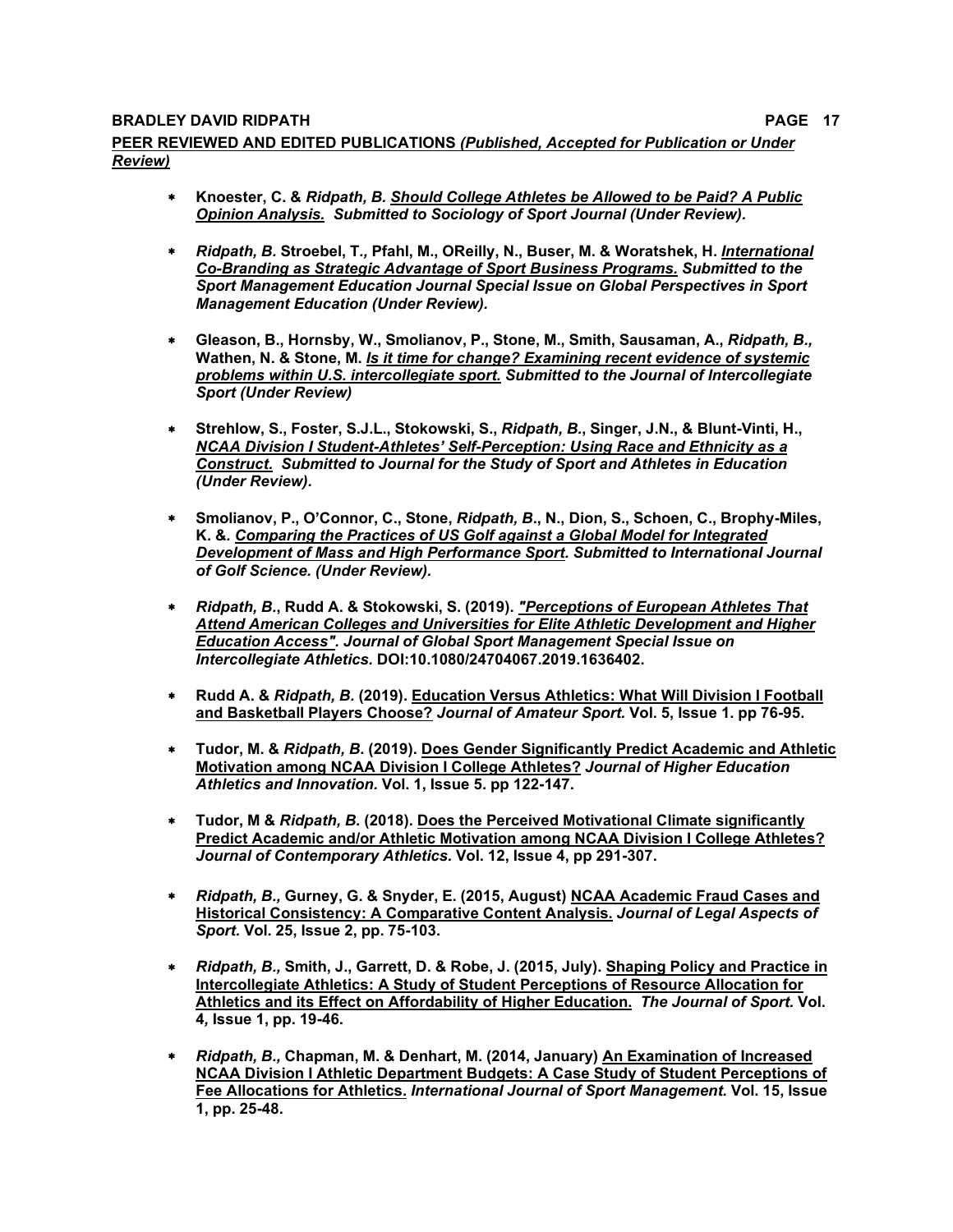**PEER REVIEWED AND EDITED PUBLICATIONS** ***(Published, Accepted for Publication or Under Review)***

* **Knoester, C. &** ***Ridpath, B.*** **Should College Athletes be Allowed to be Paid? A Public Opinion Analysis.** ***Submitted to Sociology of Sport Journal (Under Review).***

* ***Ridpath, B.*** **Stroebel, T., Pfahl, M., OReilly, N., Buser, M. & Woratshek, H.** ***International Co-Branding as Strategic Advantage of Sport Business Programs. Submitted to the Sport Management Education Journal Special Issue on Global Perspectives in Sport Management Education (Under Review).***

* **Gleason, B., Hornsby, W., Smolianov, P., Stone, M., Smith, Sausaman, A.,** ***Ridpath, B.,*** **Wathen, N. & Stone, M.** ***Is it time for change? Examining recent evidence of systemic problems within U.S. intercollegiate sport. Submitted to the Journal of Intercollegiate Sport (Under Review)***

* **Strehlow, S., Foster, S.J.L., Stokowski, S.,** ***Ridpath, B.*****, Singer, J.N., & Blunt-Vinti, H.,** ***NCAA Division I Student-Athletes' Self-Perception: Using Race and Ethnicity as a Construct. Submitted to Journal for the Study of Sport and Athletes in Education (Under Review).***

* **Smolianov, P., O'Connor, C., Stone,** ***Ridpath, B.*****, N., Dion, S., Schoen, C., Brophy-Miles, K. &.** ***Comparing the Practices of US Golf against a Global Model for Integrated Development of Mass and High Performance Sport. Submitted to International Journal of Golf Science. (Under Review).***

* ***Ridpath, B.*****, Rudd A. & Stokowski, S. (2019).** ***"Perceptions of European Athletes That Attend American Colleges and Universities for Elite Athletic Development and Higher Education Access". Journal of Global Sport Management Special Issue on Intercollegiate Athletics.*** **DOI:10.1080/24704067.2019.1636402.**

* **Rudd A. &** ***Ridpath, B.*** **(2019). Education Versus Athletics: What Will Division I Football and Basketball Players Choose?** ***Journal of Amateur Sport.*** **Vol. 5, Issue 1. pp 76-95.**

* **Tudor, M. &** ***Ridpath, B.*** **(2019). Does Gender Significantly Predict Academic and Athletic Motivation among NCAA Division I College Athletes?** ***Journal of Higher Education Athletics and Innovation.*** **Vol. 1, Issue 5. pp 122-147.**

* **Tudor, M &** ***Ridpath, B.*** **(2018). Does the Perceived Motivational Climate significantly Predict Academic and/or Athletic Motivation among NCAA Division I College Athletes?** ***Journal of Contemporary Athletics.*** **Vol. 12, Issue 4, pp 291-307.**

* ***Ridpath, B.,*** **Gurney, G. & Snyder, E. (2015, August) NCAA Academic Fraud Cases and Historical Consistency: A Comparative Content Analysis.** ***Journal of Legal Aspects of Sport.*** **Vol. 25, Issue 2, pp. 75-103.**

* ***Ridpath, B.,*** **Smith, J., Garrett, D. & Robe, J. (2015, July). Shaping Policy and Practice in Intercollegiate Athletics: A Study of Student Perceptions of Resource Allocation for Athletics and its Effect on Affordability of Higher Education.** ***The Journal of Sport.*** **Vol. 4, Issue 1, pp. 19-46.**

* ***Ridpath, B.,*** **Chapman, M. & Denhart, M. (2014, January) An Examination of Increased NCAA Division I Athletic Department Budgets: A Case Study of Student Perceptions of Fee Allocations for Athletics.** ***International Journal of Sport Management.*** **Vol. 15, Issue 1, pp. 25-48.**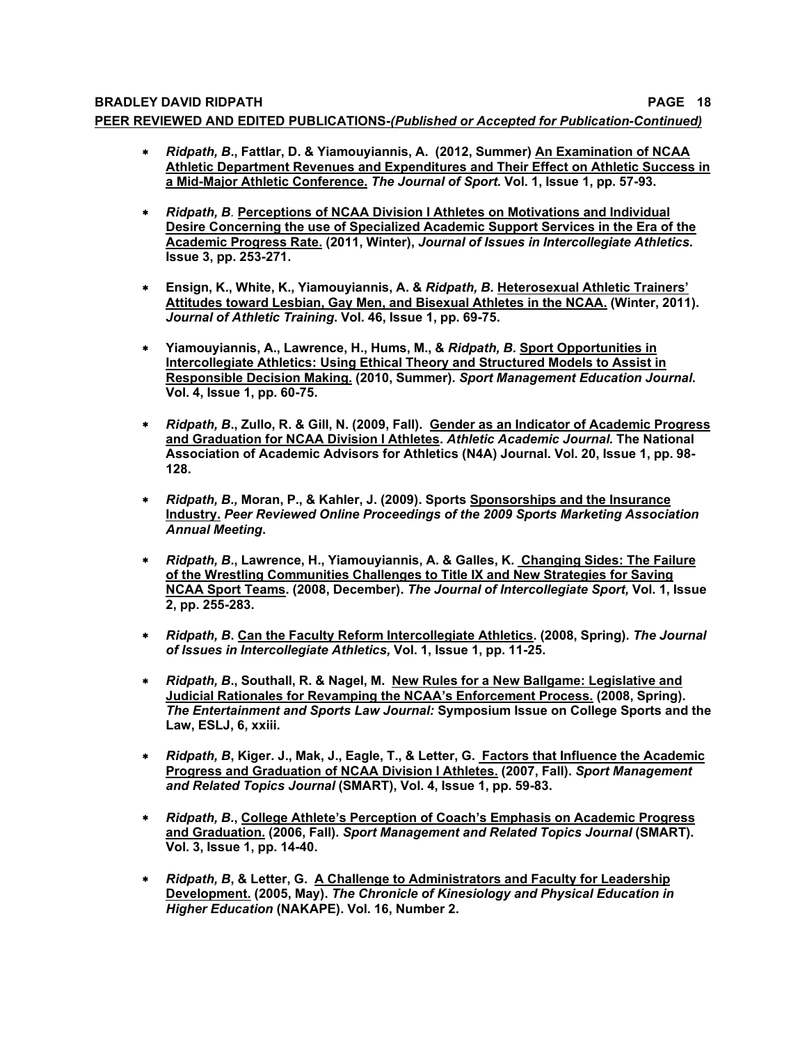**PEER REVIEWED AND EDITED PUBLICATIONS-*(Published or Accepted for Publication-Continued)***

- ***Ridpath, B*., Fattlar, D. & Yiamouyiannis, A. (2012, Summer) An Examination of NCAA Athletic Department Revenues and Expenditures and Their Effect on Athletic Success in a Mid-Major Athletic Conference. *The Journal of Sport.* Vol. 1, Issue 1, pp. 57-93.**

- ***Ridpath, B*. Perceptions of NCAA Division I Athletes on Motivations and Individual Desire Concerning the use of Specialized Academic Support Services in the Era of the Academic Progress Rate. (2011, Winter), *Journal of Issues in Intercollegiate Athletics.* Issue 3, pp. 253-271.**

- **Ensign, K., White, K., Yiamouyiannis, A. & *Ridpath, B.* Heterosexual Athletic Trainers' Attitudes toward Lesbian, Gay Men, and Bisexual Athletes in the NCAA. (Winter, 2011). *Journal of Athletic Training*. Vol. 46, Issue 1, pp. 69-75.**

- **Yiamouyiannis, A., Lawrence, H., Hums, M., & *Ridpath, B.* Sport Opportunities in Intercollegiate Athletics: Using Ethical Theory and Structured Models to Assist in Responsible Decision Making. (2010, Summer). *Sport Management Education Journal*. Vol. 4, Issue 1, pp. 60-75.**

- ***Ridpath, B*., Zullo, R. & Gill, N. (2009, Fall). Gender as an Indicator of Academic Progress and Graduation for NCAA Division I Athletes. *Athletic Academic Journal.* The National Association of Academic Advisors for Athletics (N4A) Journal. Vol. 20, Issue 1, pp. 98-128.**

- ***Ridpath, B.,* Moran, P., & Kahler, J. (2009). Sports Sponsorships and the Insurance Industry. *Peer Reviewed Online Proceedings of the 2009 Sports Marketing Association Annual Meeting*.**

- ***Ridpath, B*., Lawrence, H., Yiamouyiannis, A. & Galles, K. Changing Sides: The Failure of the Wrestling Communities Challenges to Title IX and New Strategies for Saving NCAA Sport Teams. (2008, December). *The Journal of Intercollegiate Sport,* Vol. 1, Issue 2, pp. 255-283.**

- ***Ridpath, B*. Can the Faculty Reform Intercollegiate Athletics. (2008, Spring). *The Journal of Issues in Intercollegiate Athletics,* Vol. 1, Issue 1, pp. 11-25.**

- ***Ridpath, B*., Southall, R. & Nagel, M. New Rules for a New Ballgame: Legislative and Judicial Rationales for Revamping the NCAA's Enforcement Process. (2008, Spring). *The Entertainment and Sports Law Journal:* Symposium Issue on College Sports and the Law, ESLJ, 6, xxiii.**

- ***Ridpath, B*, Kiger. J., Mak, J., Eagle, T., & Letter, G. Factors that Influence the Academic Progress and Graduation of NCAA Division I Athletes. (2007, Fall). *Sport Management and Related Topics Journal* (SMART), Vol. 4, Issue 1, pp. 59-83.**

- ***Ridpath, B*., College Athlete's Perception of Coach's Emphasis on Academic Progress and Graduation. (2006, Fall). *Sport Management and Related Topics Journal* (SMART). Vol. 3, Issue 1, pp. 14-40.**

- ***Ridpath, B*, & Letter, G. A Challenge to Administrators and Faculty for Leadership Development. (2005, May). *The Chronicle of Kinesiology and Physical Education in Higher Education* (NAKAPE). Vol. 16, Number 2.**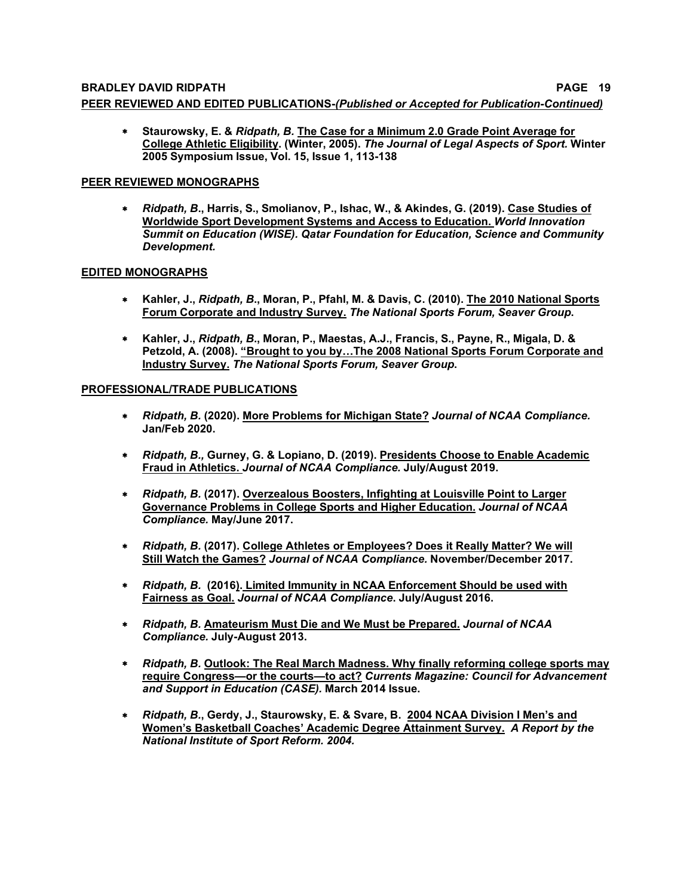**PEER REVIEWED AND EDITED PUBLICATIONS-*(Published or Accepted for Publication-Continued)***

- **Staurowsky, E. & *Ridpath, B.* The Case for a Minimum 2.0 Grade Point Average for College Athletic Eligibility. (Winter, 2005). *The Journal of Legal Aspects of Sport.* Winter 2005 Symposium Issue, Vol. 15, Issue 1, 113-138**

**PEER REVIEWED MONOGRAPHS**

- ***Ridpath, B*., Harris, S., Smolianov, P., Ishac, W., & Akindes, G. (2019). Case Studies of Worldwide Sport Development Systems and Access to Education. *World Innovation Summit on Education (WISE). Qatar Foundation for Education, Science and Community Development.***

**EDITED MONOGRAPHS**

- **Kahler, J., *Ridpath, B*., Moran, P., Pfahl, M. & Davis, C. (2010). The 2010 National Sports Forum Corporate and Industry Survey. *The National Sports Forum, Seaver Group*.**
- **Kahler, J., *Ridpath, B*., Moran, P., Maestas, A.J., Francis, S., Payne, R., Migala, D. & Petzold, A. (2008). "Brought to you by…The 2008 National Sports Forum Corporate and Industry Survey. *The National Sports Forum, Seaver Group*.**

**PROFESSIONAL/TRADE PUBLICATIONS**

- ***Ridpath, B.* (2020). More Problems for Michigan State? *Journal of NCAA Compliance.* Jan/Feb 2020.**
- ***Ridpath, B.,* Gurney, G. & Lopiano, D. (2019). Presidents Choose to Enable Academic Fraud in Athletics. *Journal of NCAA Compliance.* July/August 2019.**
- ***Ridpath, B.* (2017). Overzealous Boosters, Infighting at Louisville Point to Larger Governance Problems in College Sports and Higher Education. *Journal of NCAA Compliance.* May/June 2017.**
- ***Ridpath, B.* (2017). College Athletes or Employees? Does it Really Matter? We will Still Watch the Games? *Journal of NCAA Compliance.* November/December 2017.**
- ***Ridpath, B.* (2016). Limited Immunity in NCAA Enforcement Should be used with Fairness as Goal. *Journal of NCAA Compliance*. July/August 2016.**
- ***Ridpath, B.* Amateurism Must Die and We Must be Prepared. *Journal of NCAA Compliance.* July-August 2013.**
- ***Ridpath, B.* Outlook: The Real March Madness. Why finally reforming college sports may require Congress—or the courts—to act? *Currents Magazine: Council for Advancement and Support in Education (CASE).* March 2014 Issue.**
- ***Ridpath, B.*, Gerdy, J., Staurowsky, E. & Svare, B. 2004 NCAA Division I Men's and Women's Basketball Coaches' Academic Degree Attainment Survey. *A Report by the National Institute of Sport Reform. 2004.***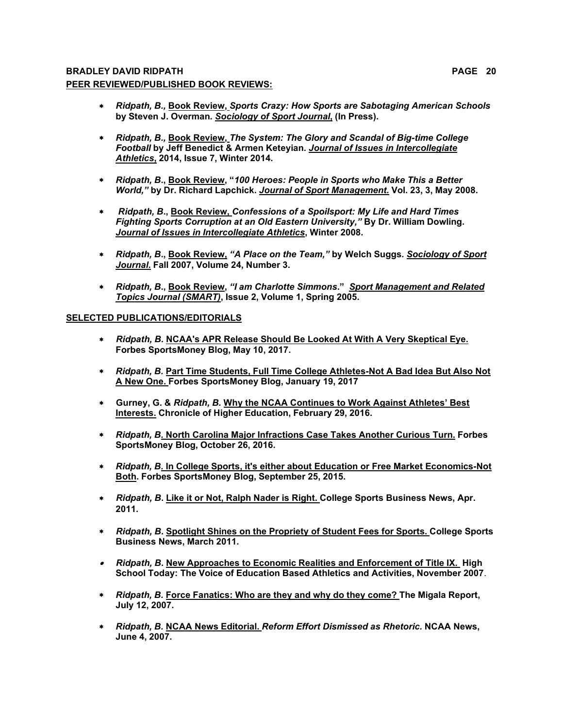## PEER REVIEWED/PUBLISHED BOOK REVIEWS:

- ***Ridpath, B.,*** **Book Review, *Sports Crazy: How Sports are Sabotaging American Schools* by Steven J. Overman. *Sociology of Sport Journal*, (In Press).**

- ***Ridpath, B.,*** **Book Review, *The System: The Glory and Scandal of Big-time College Football* by Jeff Benedict & Armen Keteyian. *Journal of Issues in Intercollegiate Athletics*, 2014, Issue 7, Winter 2014.**

- ***Ridpath, B*., Book Review, "*100 Heroes: People in Sports who Make This a Better World,"* by Dr. Richard Lapchick. *Journal of Sport Management.* Vol. 23, 3, May 2008.**

- ***Ridpath, B*., Book Review, *Confessions of a Spoilsport: My Life and Hard Times Fighting Sports Corruption at an Old Eastern University,"* By Dr. William Dowling. *Journal of Issues in Intercollegiate Athletics*, Winter 2008.**

- ***Ridpath, B*., Book Review, *"A Place on the Team,"* by Welch Suggs. *Sociology of Sport Journal*. Fall 2007, Volume 24, Number 3.**

- ***Ridpath, B*., Book Review, *"I am Charlotte Simmons*." *Sport Management and Related Topics Journal (SMART)*, Issue 2, Volume 1, Spring 2005.**

## SELECTED PUBLICATIONS/EDITORIALS

- ***Ridpath, B.*** **NCAA's APR Release Should Be Looked At With A Very Skeptical Eye. Forbes SportsMoney Blog, May 10, 2017.**

- ***Ridpath, B.*** **Part Time Students, Full Time College Athletes-Not A Bad Idea But Also Not A New One. Forbes SportsMoney Blog, January 19, 2017**

- **Gurney, G. &** ***Ridpath, B.*** **Why the NCAA Continues to Work Against Athletes' Best Interests. Chronicle of Higher Education, February 29, 2016.**

- ***Ridpath, B*. North Carolina Major Infractions Case Takes Another Curious Turn. Forbes SportsMoney Blog, October 26, 2016.**

- ***Ridpath, B*. In College Sports, it's either about Education or Free Market Economics-Not Both. Forbes SportsMoney Blog, September 25, 2015.**

- ***Ridpath, B*. Like it or Not, Ralph Nader is Right. College Sports Business News, Apr. 2011.**

- ***Ridpath, B*. Spotlight Shines on the Propriety of Student Fees for Sports. College Sports Business News, March 2011.**

- ***Ridpath, B*. New Approaches to Economic Realities and Enforcement of Title IX. High School Today: The Voice of Education Based Athletics and Activities, November 2007.**

- ***Ridpath, B.*** **Force Fanatics: Who are they and why do they come? The Migala Report, July 12, 2007.**

- ***Ridpath, B.*** **NCAA News Editorial. *Reform Effort Dismissed as Rhetoric.* NCAA News, June 4, 2007.**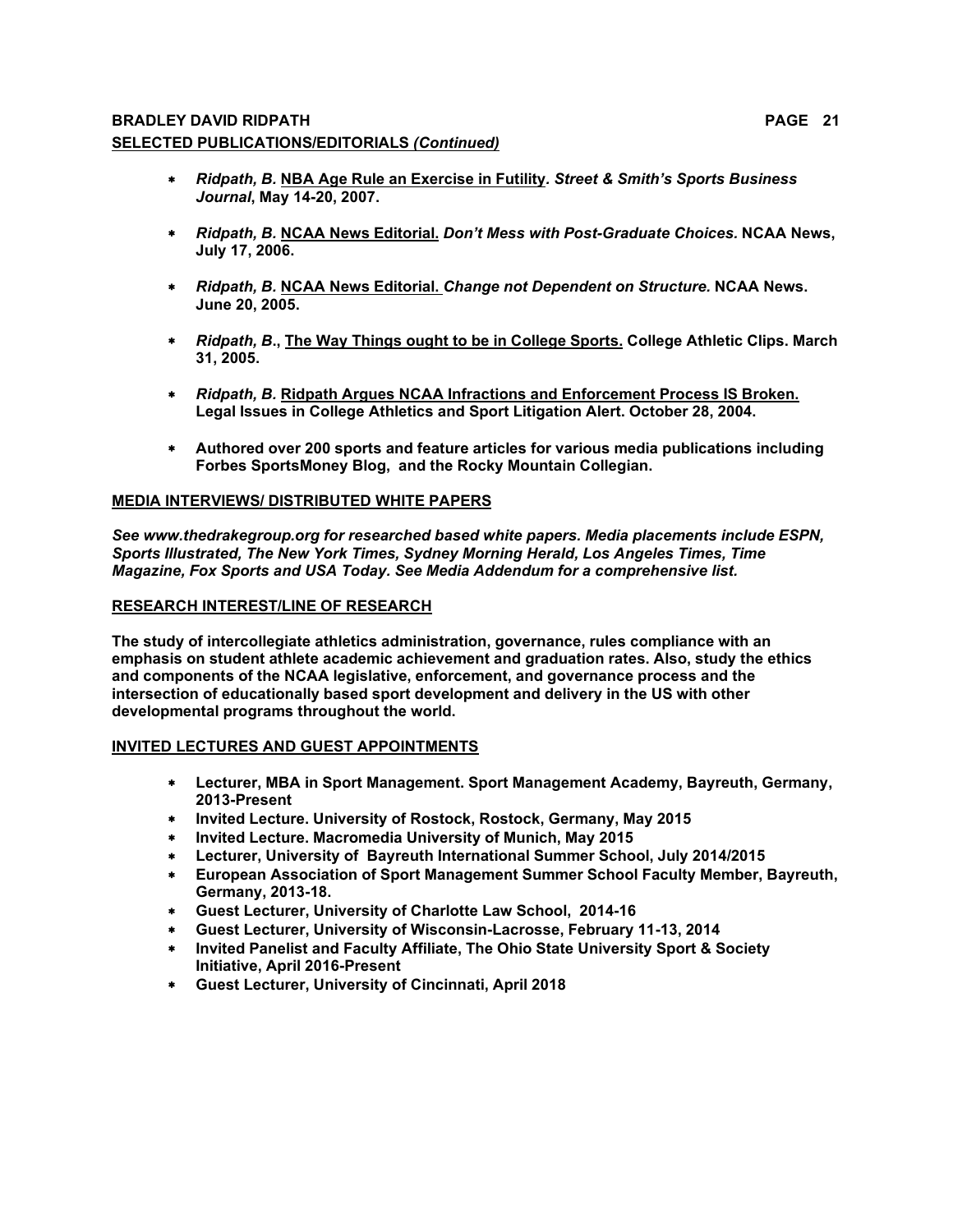**SELECTED PUBLICATIONS/EDITORIALS *(Continued)***

- ***Ridpath, B.* <u>NBA Age Rule an Exercise in Futility</u>*. Street & Smith's Sports Business Journal*, May 14-20, 2007.**
- ***Ridpath, B.* <u>NCAA News Editorial.</u> *Don't Mess with Post-Graduate Choices.* NCAA News, July 17, 2006.**
- ***Ridpath, B.* <u>NCAA News Editorial.</u> *Change not Dependent on Structure.* NCAA News. June 20, 2005.**
- ***Ridpath, B*., <u>The Way Things ought to be in College Sports.</u> College Athletic Clips. March 31, 2005.**
- ***Ridpath, B.* <u>Ridpath Argues NCAA Infractions and Enforcement Process IS Broken.</u> Legal Issues in College Athletics and Sport Litigation Alert. October 28, 2004.**
- **Authored over 200 sports and feature articles for various media publications including Forbes SportsMoney Blog, and the Rocky Mountain Collegian.**

**<u>MEDIA INTERVIEWS/ DISTRIBUTED WHITE PAPERS</u>**

***See www.thedrakegroup.org for researched based white papers. Media placements include ESPN, Sports Illustrated, The New York Times, Sydney Morning Herald, Los Angeles Times, Time Magazine, Fox Sports and USA Today. See Media Addendum for a comprehensive list.***

**<u>RESEARCH INTEREST/LINE OF RESEARCH</u>**

**The study of intercollegiate athletics administration, governance, rules compliance with an emphasis on student athlete academic achievement and graduation rates. Also, study the ethics and components of the NCAA legislative, enforcement, and governance process and the intersection of educationally based sport development and delivery in the US with other developmental programs throughout the world.**

**<u>INVITED LECTURES AND GUEST APPOINTMENTS</u>**

- **Lecturer, MBA in Sport Management. Sport Management Academy, Bayreuth, Germany, 2013-Present**
- **Invited Lecture. University of Rostock, Rostock, Germany, May 2015**
- **Invited Lecture. Macromedia University of Munich, May 2015**
- **Lecturer, University of Bayreuth International Summer School, July 2014/2015**
- **European Association of Sport Management Summer School Faculty Member, Bayreuth, Germany, 2013-18.**
- **Guest Lecturer, University of Charlotte Law School, 2014-16**
- **Guest Lecturer, University of Wisconsin-Lacrosse, February 11-13, 2014**
- **Invited Panelist and Faculty Affiliate, The Ohio State University Sport & Society Initiative, April 2016-Present**
- **Guest Lecturer, University of Cincinnati, April 2018**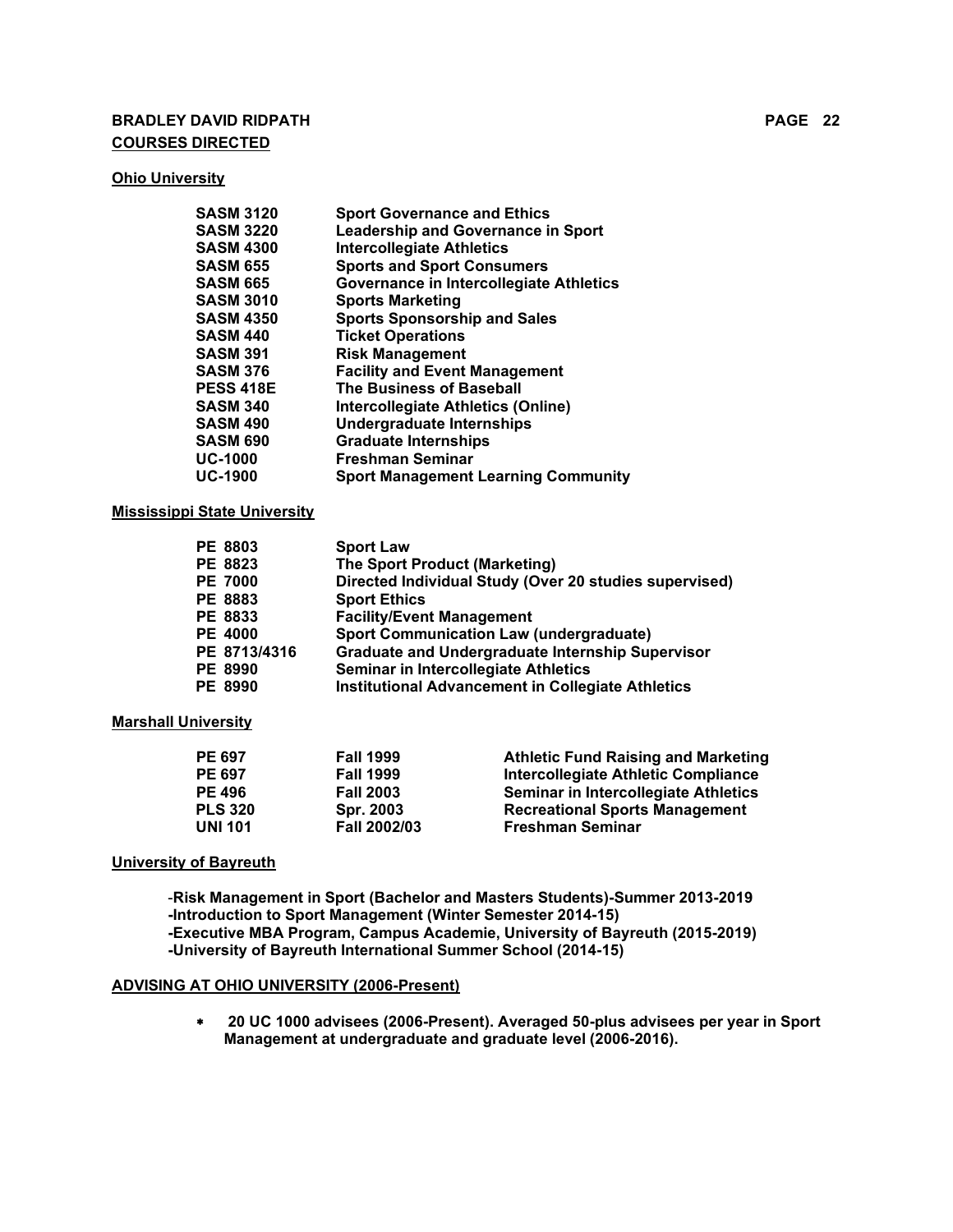## COURSES DIRECTED

**Ohio University**

| | |
|---|---|
| **SASM 3120** | **Sport Governance and Ethics** |
| **SASM 3220** | **Leadership and Governance in Sport** |
| **SASM 4300** | **Intercollegiate Athletics** |
| **SASM 655** | **Sports and Sport Consumers** |
| **SASM 665** | **Governance in Intercollegiate Athletics** |
| **SASM 3010** | **Sports Marketing** |
| **SASM 4350** | **Sports Sponsorship and Sales** |
| **SASM 440** | **Ticket Operations** |
| **SASM 391** | **Risk Management** |
| **SASM 376** | **Facility and Event Management** |
| **PESS 418E** | **The Business of Baseball** |
| **SASM 340** | **Intercollegiate Athletics (Online)** |
| **SASM 490** | **Undergraduate Internships** |
| **SASM 690** | **Graduate Internships** |
| **UC-1000** | **Freshman Seminar** |
| **UC-1900** | **Sport Management Learning Community** |

**Mississippi State University**

| | |
|---|---|
| **PE 8803** | **Sport Law** |
| **PE 8823** | **The Sport Product (Marketing)** |
| **PE 7000** | **Directed Individual Study (Over 20 studies supervised)** |
| **PE 8883** | **Sport Ethics** |
| **PE 8833** | **Facility/Event Management** |
| **PE 4000** | **Sport Communication Law (undergraduate)** |
| **PE 8713/4316** | **Graduate and Undergraduate Internship Supervisor** |
| **PE 8990** | **Seminar in Intercollegiate Athletics** |
| **PE 8990** | **Institutional Advancement in Collegiate Athletics** |

**Marshall University**

| | | |
|---|---|---|
| **PE 697** | **Fall 1999** | **Athletic Fund Raising and Marketing** |
| **PE 697** | **Fall 1999** | **Intercollegiate Athletic Compliance** |
| **PE 496** | **Fall 2003** | **Seminar in Intercollegiate Athletics** |
| **PLS 320** | **Spr. 2003** | **Recreational Sports Management** |
| **UNI 101** | **Fall 2002/03** | **Freshman Seminar** |

**University of Bayreuth**

- **Risk Management in Sport (Bachelor and Masters Students)-Summer 2013-2019**
- **Introduction to Sport Management (Winter Semester 2014-15)**
- **Executive MBA Program, Campus Academie, University of Bayreuth (2015-2019)**
- **University of Bayreuth International Summer School (2014-15)**

**ADVISING AT OHIO UNIVERSITY (2006-Present)**

- **20 UC 1000 advisees (2006-Present). Averaged 50-plus advisees per year in Sport Management at undergraduate and graduate level (2006-2016).**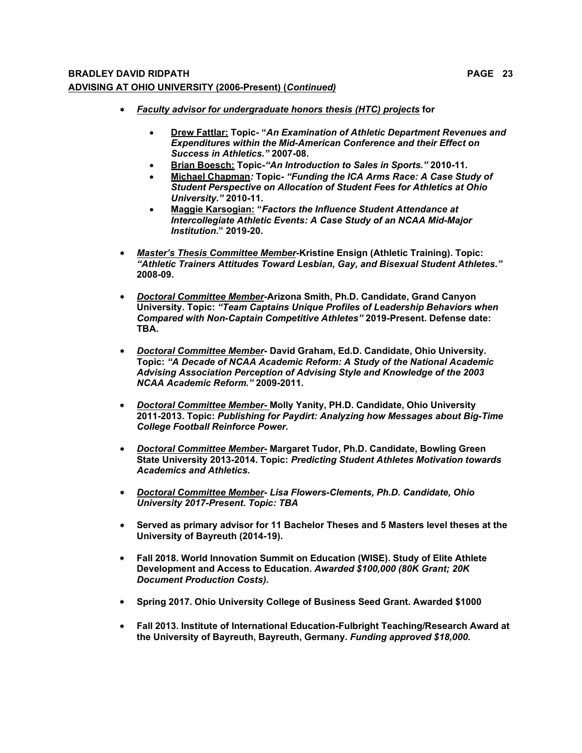**ADVISING AT OHIO UNIVERSITY (2006-Present) (*Continued*)**

- ***Faculty advisor for undergraduate honors thesis (HTC) projects* for**
    - **Drew Fattlar: Topic- "*An Examination of Athletic Department Revenues and Expenditures within the Mid-American Conference and their Effect on Success in Athletics.*" 2007-08.**
    - **Brian Boesch: Topic-*"An Introduction to Sales in Sports."* 2010-11.**
    - **Michael Chapman*:* Topic- *"Funding the ICA Arms Race: A Case Study of Student Perspective on Allocation of Student Fees for Athletics at Ohio University."* 2010-11.**
    - **Maggie Karsogian: "*Factors the Influence Student Attendance at Intercollegiate Athletic Events: A Case Study of an NCAA Mid-Major Institution.*" 2019-20.**

- ***Master's Thesis Committee Member*-Kristine Ensign (Athletic Training). Topic: *"Athletic Trainers Attitudes Toward Lesbian, Gay, and Bisexual Student Athletes."* 2008-09.**

- ***Doctoral Committee Member*-Arizona Smith, Ph.D. Candidate, Grand Canyon University. Topic: *"Team Captains Unique Profiles of Leadership Behaviors when Compared with Non-Captain Competitive Athletes"* 2019-Present. Defense date: TBA.**

- ***Doctoral Committee Member*- David Graham, Ed.D. Candidate, Ohio University. Topic: *"A Decade of NCAA Academic Reform: A Study of the National Academic Advising Association Perception of Advising Style and Knowledge of the 2003 NCAA Academic Reform."* 2009-2011.**

- ***Doctoral Committee Member-* Molly Yanity, PH.D. Candidate, Ohio University 2011-2013. Topic: *Publishing for Paydirt: Analyzing how Messages about Big-Time College Football Reinforce Power.***

- ***Doctoral Committee Member-* Margaret Tudor, Ph.D. Candidate, Bowling Green State University 2013-2014. Topic: *Predicting Student Athletes Motivation towards Academics and Athletics.***

- ***Doctoral Committee Member- Lisa Flowers-Clements, Ph.D. Candidate, Ohio University 2017-Present. Topic: TBA***

- **Served as primary advisor for 11 Bachelor Theses and 5 Masters level theses at the University of Bayreuth (2014-19).**

- **Fall 2018. World Innovation Summit on Education (WISE). Study of Elite Athlete Development and Access to Education. *Awarded $100,000 (80K Grant; 20K Document Production Costs).***

- **Spring 2017. Ohio University College of Business Seed Grant. Awarded $1000**

- **Fall 2013. Institute of International Education-Fulbright Teaching/Research Award at the University of Bayreuth, Bayreuth, Germany. *Funding approved $18,000.***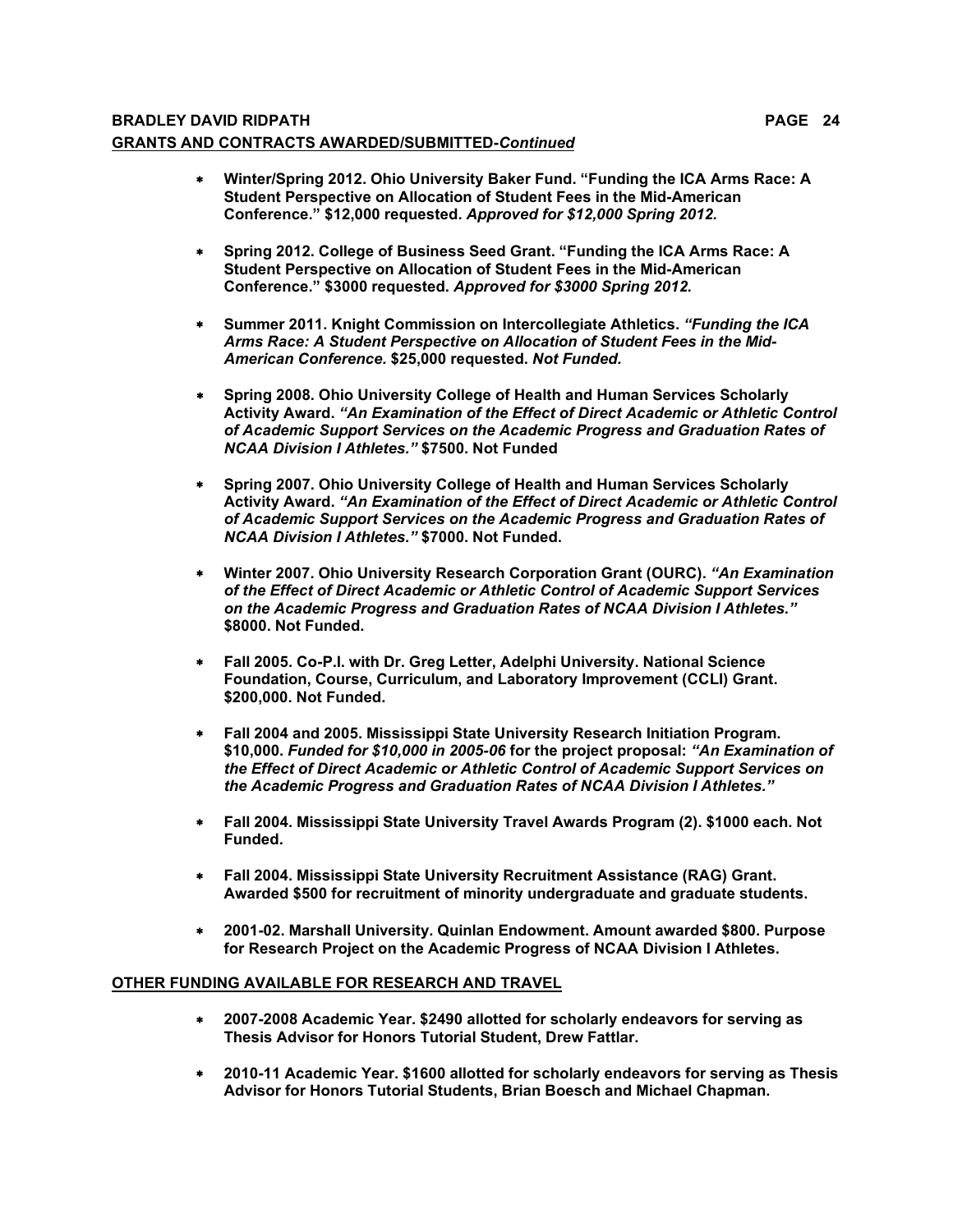**GRANTS AND CONTRACTS AWARDED/SUBMITTED-*Continued***

- **Winter/Spring 2012. Ohio University Baker Fund. "Funding the ICA Arms Race: A Student Perspective on Allocation of Student Fees in the Mid-American Conference." $12,000 requested. *Approved for $12,000 Spring 2012.***

- **Spring 2012. College of Business Seed Grant. "Funding the ICA Arms Race: A Student Perspective on Allocation of Student Fees in the Mid-American Conference." $3000 requested. *Approved for $3000 Spring 2012.***

- **Summer 2011. Knight Commission on Intercollegiate Athletics. *"Funding the ICA Arms Race: A Student Perspective on Allocation of Student Fees in the Mid-American Conference.* $25,000 requested. *Not Funded.***

- **Spring 2008. Ohio University College of Health and Human Services Scholarly Activity Award. *"An Examination of the Effect of Direct Academic or Athletic Control of Academic Support Services on the Academic Progress and Graduation Rates of NCAA Division I Athletes."* $7500. Not Funded**

- **Spring 2007. Ohio University College of Health and Human Services Scholarly Activity Award. *"An Examination of the Effect of Direct Academic or Athletic Control of Academic Support Services on the Academic Progress and Graduation Rates of NCAA Division I Athletes."* $7000. Not Funded.**

- **Winter 2007. Ohio University Research Corporation Grant (OURC). *"An Examination of the Effect of Direct Academic or Athletic Control of Academic Support Services on the Academic Progress and Graduation Rates of NCAA Division I Athletes."* $8000. Not Funded.**

- **Fall 2005. Co-P.I. with Dr. Greg Letter, Adelphi University. National Science Foundation, Course, Curriculum, and Laboratory Improvement (CCLI) Grant. $200,000. Not Funded.**

- **Fall 2004 and 2005. Mississippi State University Research Initiation Program. $10,000. *Funded for $10,000 in 2005-06* for the project proposal: *"An Examination of the Effect of Direct Academic or Athletic Control of Academic Support Services on the Academic Progress and Graduation Rates of NCAA Division I Athletes."***

- **Fall 2004. Mississippi State University Travel Awards Program (2). $1000 each. Not Funded.**

- **Fall 2004. Mississippi State University Recruitment Assistance (RAG) Grant. Awarded $500 for recruitment of minority undergraduate and graduate students.**

- **2001-02. Marshall University. Quinlan Endowment. Amount awarded $800. Purpose for Research Project on the Academic Progress of NCAA Division I Athletes.**

**OTHER FUNDING AVAILABLE FOR RESEARCH AND TRAVEL**

- **2007-2008 Academic Year. $2490 allotted for scholarly endeavors for serving as Thesis Advisor for Honors Tutorial Student, Drew Fattlar.**

- **2010-11 Academic Year. $1600 allotted for scholarly endeavors for serving as Thesis Advisor for Honors Tutorial Students, Brian Boesch and Michael Chapman.**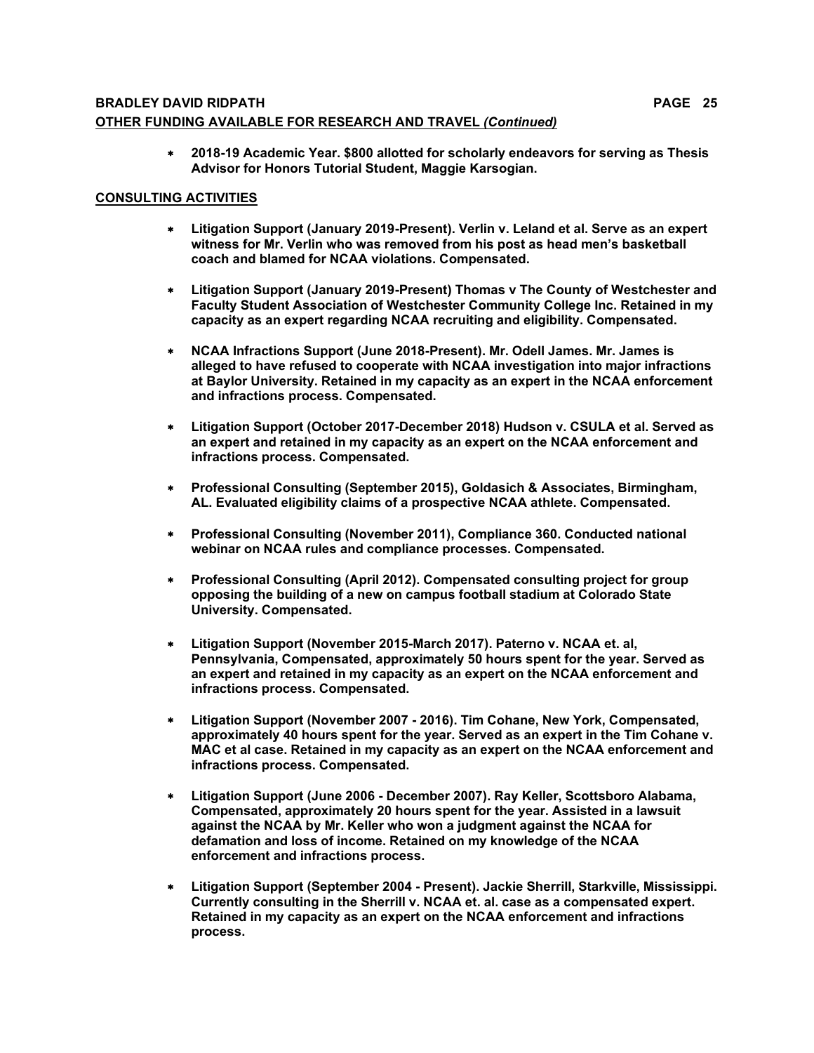## OTHER FUNDING AVAILABLE FOR RESEARCH AND TRAVEL *(Continued)*

- **2018-19 Academic Year. $800 allotted for scholarly endeavors for serving as Thesis Advisor for Honors Tutorial Student, Maggie Karsogian.**

## CONSULTING ACTIVITIES

- **Litigation Support (January 2019-Present). Verlin v. Leland et al. Serve as an expert witness for Mr. Verlin who was removed from his post as head men's basketball coach and blamed for NCAA violations. Compensated.**

- **Litigation Support (January 2019-Present) Thomas v The County of Westchester and Faculty Student Association of Westchester Community College Inc. Retained in my capacity as an expert regarding NCAA recruiting and eligibility. Compensated.**

- **NCAA Infractions Support (June 2018-Present). Mr. Odell James. Mr. James is alleged to have refused to cooperate with NCAA investigation into major infractions at Baylor University. Retained in my capacity as an expert in the NCAA enforcement and infractions process. Compensated.**

- **Litigation Support (October 2017-December 2018) Hudson v. CSULA et al. Served as an expert and retained in my capacity as an expert on the NCAA enforcement and infractions process. Compensated.**

- **Professional Consulting (September 2015), Goldasich & Associates, Birmingham, AL. Evaluated eligibility claims of a prospective NCAA athlete. Compensated.**

- **Professional Consulting (November 2011), Compliance 360. Conducted national webinar on NCAA rules and compliance processes. Compensated.**

- **Professional Consulting (April 2012). Compensated consulting project for group opposing the building of a new on campus football stadium at Colorado State University. Compensated.**

- **Litigation Support (November 2015-March 2017). Paterno v. NCAA et. al, Pennsylvania, Compensated, approximately 50 hours spent for the year. Served as an expert and retained in my capacity as an expert on the NCAA enforcement and infractions process. Compensated.**

- **Litigation Support (November 2007 - 2016). Tim Cohane, New York, Compensated, approximately 40 hours spent for the year. Served as an expert in the Tim Cohane v. MAC et al case. Retained in my capacity as an expert on the NCAA enforcement and infractions process. Compensated.**

- **Litigation Support (June 2006 - December 2007). Ray Keller, Scottsboro Alabama, Compensated, approximately 20 hours spent for the year. Assisted in a lawsuit against the NCAA by Mr. Keller who won a judgment against the NCAA for defamation and loss of income. Retained on my knowledge of the NCAA enforcement and infractions process.**

- **Litigation Support (September 2004 - Present). Jackie Sherrill, Starkville, Mississippi. Currently consulting in the Sherrill v. NCAA et. al. case as a compensated expert. Retained in my capacity as an expert on the NCAA enforcement and infractions process.**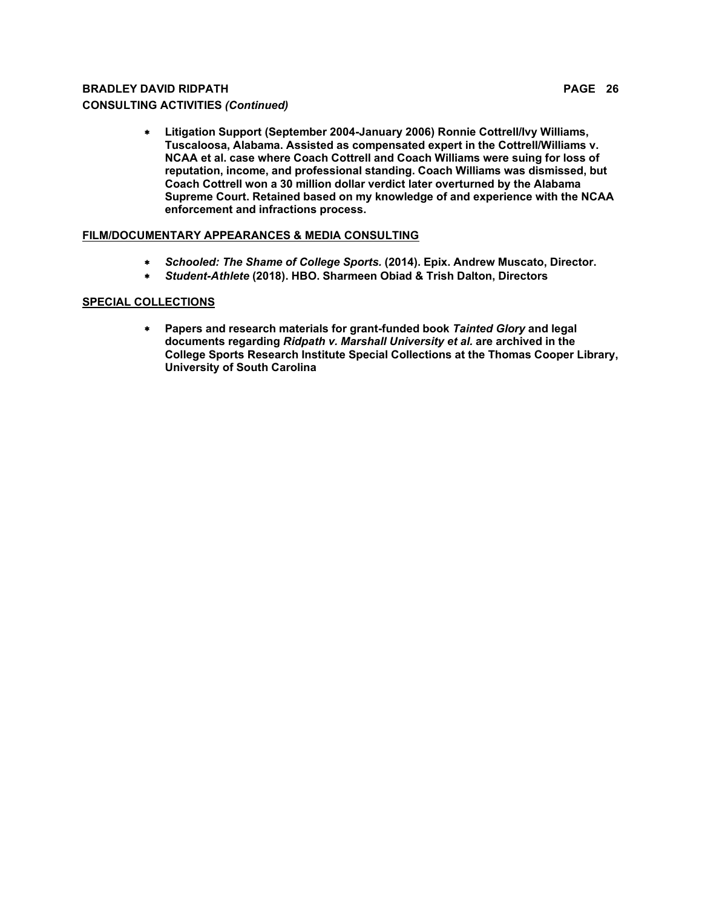**CONSULTING ACTIVITIES *(Continued)***

- **Litigation Support (September 2004-January 2006) Ronnie Cottrell/Ivy Williams, Tuscaloosa, Alabama. Assisted as compensated expert in the Cottrell/Williams v. NCAA et al. case where Coach Cottrell and Coach Williams were suing for loss of reputation, income, and professional standing. Coach Williams was dismissed, but Coach Cottrell won a 30 million dollar verdict later overturned by the Alabama Supreme Court. Retained based on my knowledge of and experience with the NCAA enforcement and infractions process.**

## FILM/DOCUMENTARY APPEARANCES & MEDIA CONSULTING

- ***Schooled: The Shame of College Sports.* (2014). Epix. Andrew Muscato, Director.**
- ***Student-Athlete* (2018). HBO. Sharmeen Obiad & Trish Dalton, Directors**

## SPECIAL COLLECTIONS

- **Papers and research materials for grant-funded book *Tainted Glory* and legal documents regarding *Ridpath v. Marshall University et al.* are archived in the College Sports Research Institute Special Collections at the Thomas Cooper Library, University of South Carolina**